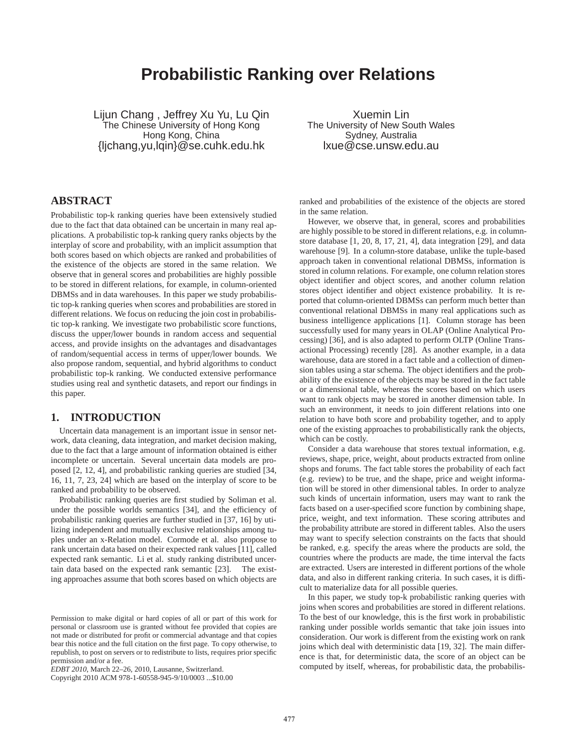# Probabilistic Ranking over Relations

Lijun Chang , Jeffrey Xu Yu, Lu Qin
The Chinese University of Hong Kong
Hong Kong, China
{ljchang,yu,lqin}@se.cuhk.edu.hk

Xuemin Lin
The University of New South Wales
Sydney, Australia
lxue@cse.unsw.edu.au

## ABSTRACT

Probabilistic top-k ranking queries have been extensively studied due to the fact that data obtained can be uncertain in many real applications. A probabilistic top-k ranking query ranks objects by the interplay of score and probability, with an implicit assumption that both scores based on which objects are ranked and probabilities of the existence of the objects are stored in the same relation. We observe that in general scores and probabilities are highly possible to be stored in different relations, for example, in column-oriented DBMSs and in data warehouses. In this paper we study probabilistic top-k ranking queries when scores and probabilities are stored in different relations. We focus on reducing the join cost in probabilistic top-k ranking. We investigate two probabilistic score functions, discuss the upper/lower bounds in random access and sequential access, and provide insights on the advantages and disadvantages of random/sequential access in terms of upper/lower bounds. We also propose random, sequential, and hybrid algorithms to conduct probabilistic top-k ranking. We conducted extensive performance studies using real and synthetic datasets, and report our findings in this paper.

## 1. INTRODUCTION

Uncertain data management is an important issue in sensor network, data cleaning, data integration, and market decision making, due to the fact that a large amount of information obtained is either incomplete or uncertain. Several uncertain data models are proposed [2, 12, 4], and probabilistic ranking queries are studied [34, 16, 11, 7, 23, 24] which are based on the interplay of score to be ranked and probability to be observed.

Probabilistic ranking queries are first studied by Soliman et al. under the possible worlds semantics [34], and the efficiency of probabilistic ranking queries are further studied in [37, 16] by utilizing independent and mutually exclusive relationships among tuples under an x-Relation model. Cormode et al. also propose to rank uncertain data based on their expected rank values [11], called expected rank semantic. Li et al. study ranking distributed uncertain data based on the expected rank semantic [23]. The existing approaches assume that both scores based on which objects are ranked and probabilities of the existence of the objects are stored in the same relation.

However, we observe that, in general, scores and probabilities are highly possible to be stored in different relations, e.g. in column-store database [1, 20, 8, 17, 21, 4], data integration [29], and data warehouse [9]. In a column-store database, unlike the tuple-based approach taken in conventional relational DBMSs, information is stored in column relations. For example, one column relation stores object identifier and object scores, and another column relation stores object identifier and object existence probability. It is reported that column-oriented DBMSs can perform much better than conventional relational DBMSs in many real applications such as business intelligence applications [1]. Column storage has been successfully used for many years in OLAP (Online Analytical Processing) [36], and is also adapted to perform OLTP (Online Transactional Processing) recently [28]. As another example, in a data warehouse, data are stored in a fact table and a collection of dimension tables using a star schema. The object identifiers and the probability of the existence of the objects may be stored in the fact table or a dimensional table, whereas the scores based on which users want to rank objects may be stored in another dimension table. In such an environment, it needs to join different relations into one relation to have both score and probability together, and to apply one of the existing approaches to probabilistically rank the objects, which can be costly.

Consider a data warehouse that stores textual information, e.g. reviews, shape, price, weight, about products extracted from online shops and forums. The fact table stores the probability of each fact (e.g. review) to be true, and the shape, price and weight information will be stored in other dimensional tables. In order to analyze such kinds of uncertain information, users may want to rank the facts based on a user-specified score function by combining shape, price, weight, and text information. These scoring attributes and the probability attribute are stored in different tables. Also the users may want to specify selection constraints on the facts that should be ranked, e.g. specify the areas where the products are sold, the countries where the products are made, the time interval the facts are extracted. Users are interested in different portions of the whole data, and also in different ranking criteria. In such cases, it is difficult to materialize data for all possible queries.

In this paper, we study top-k probabilistic ranking queries with joins when scores and probabilities are stored in different relations. To the best of our knowledge, this is the first work in probabilistic ranking under possible worlds semantic that take join issues into consideration. Our work is different from the existing work on rank joins which deal with deterministic data [19, 32]. The main difference is that, for deterministic data, the score of an object can be computed by itself, whereas, for probabilistic data, the probabilis-

Permission to make digital or hard copies of all or part of this work for personal or classroom use is granted without fee provided that copies are not made or distributed for profit or commercial advantage and that copies bear this notice and the full citation on the first page. To copy otherwise, to republish, to post on servers or to redistribute to lists, requires prior specific permission and/or a fee.
*EDBT 2010*, March 22–26, 2010, Lausanne, Switzerland.
Copyright 2010 ACM 978-1-60558-945-9/10/0003 ...$10.00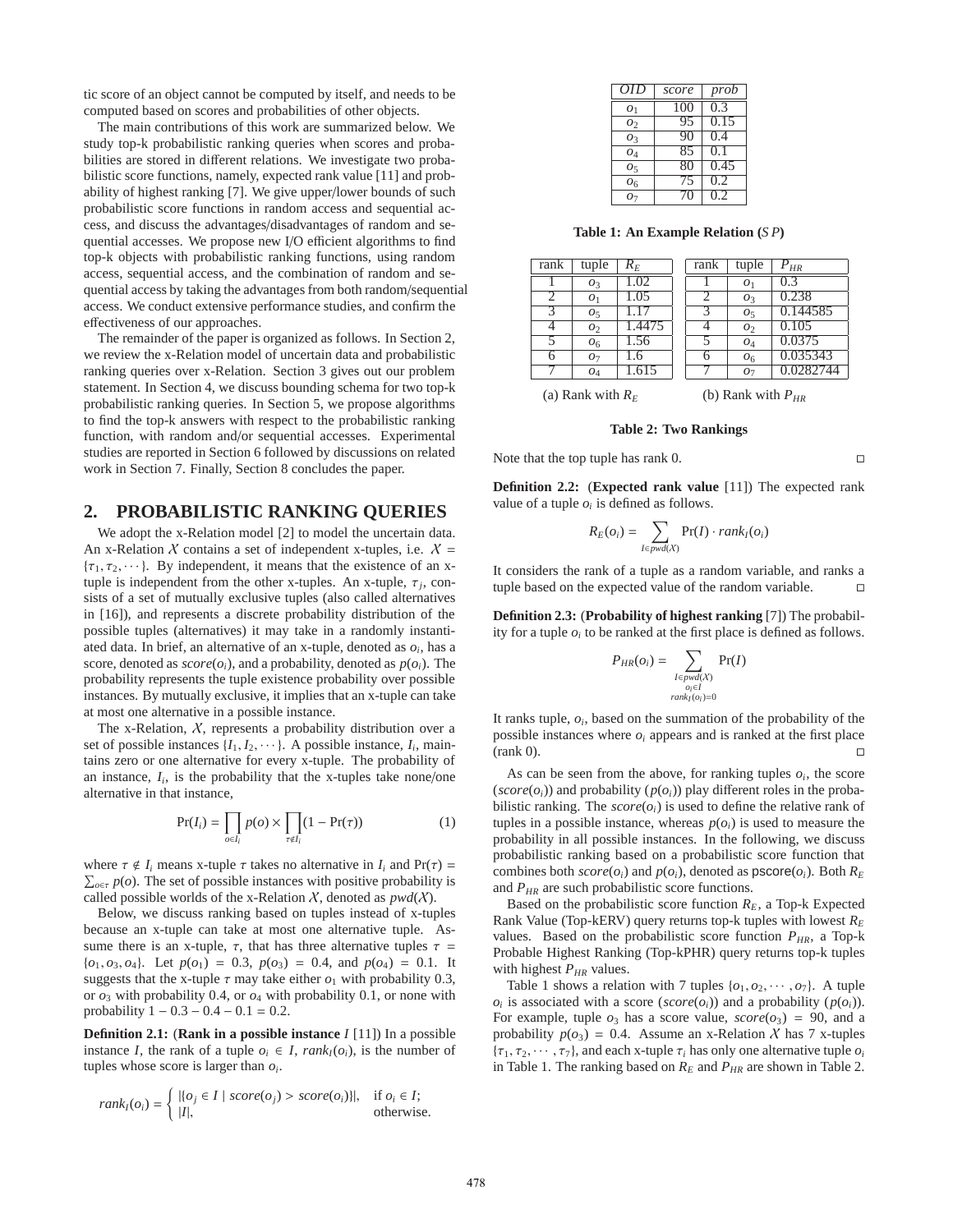tic score of an object cannot be computed by itself, and needs to be computed based on scores and probabilities of other objects.

The main contributions of this work are summarized below. We study top-k probabilistic ranking queries when scores and probabilities are stored in different relations. We investigate two probabilistic score functions, namely, expected rank value [11] and probability of highest ranking [7]. We give upper/lower bounds of such probabilistic score functions in random access and sequential access, and discuss the advantages/disadvantages of random and sequential accesses. We propose new I/O efficient algorithms to find top-k objects with probabilistic ranking functions, using random access, sequential access, and the combination of random and sequential access by taking the advantages from both random/sequential access. We conduct extensive performance studies, and confirm the effectiveness of our approaches.

The remainder of the paper is organized as follows. In Section 2, we review the x-Relation model of uncertain data and probabilistic ranking queries over x-Relation. Section 3 gives out our problem statement. In Section 4, we discuss bounding schema for two top-k probabilistic ranking queries. In Section 5, we propose algorithms to find the top-k answers with respect to the probabilistic ranking function, with random and/or sequential accesses. Experimental studies are reported in Section 6 followed by discussions on related work in Section 7. Finally, Section 8 concludes the paper.

## 2. PROBABILISTIC RANKING QUERIES

We adopt the x-Relation model [2] to model the uncertain data. An x-Relation $\mathcal{X}$ contains a set of independent x-tuples, i.e. $\mathcal{X} = \{\tau_1, \tau_2, \cdots\}$. By independent, it means that the existence of an x-tuple is independent from the other x-tuples. An x-tuple, $\tau_j$, consists of a set of mutually exclusive tuples (also called alternatives in [16]), and represents a discrete probability distribution of the possible tuples (alternatives) it may take in a randomly instantiated data. In brief, an alternative of an x-tuple, denoted as $o_i$, has a score, denoted as $score(o_i)$, and a probability, denoted as $p(o_i)$. The probability represents the tuple existence probability over possible instances. By mutually exclusive, it implies that an x-tuple can take at most one alternative in a possible instance.

The x-Relation, $\mathcal{X}$, represents a probability distribution over a set of possible instances $\{I_1, I_2, \cdots\}$. A possible instance, $I_i$, maintains zero or one alternative for every x-tuple. The probability of an instance, $I_i$, is the probability that the x-tuples take none/one alternative in that instance,

$$\Pr(I_i) = \prod_{o \in I_i} p(o) \times \prod_{\tau \notin I_i} (1 - \Pr(\tau)) \quad (1)$$

where $\tau \notin I_i$ means x-tuple $\tau$ takes no alternative in $I_i$ and $\Pr(\tau) = \sum_{o \in \tau} p(o)$. The set of possible instances with positive probability is called possible worlds of the x-Relation $\mathcal{X}$, denoted as $pwd(\mathcal{X})$.

Below, we discuss ranking based on tuples instead of x-tuples because an x-tuple can take at most one alternative tuple. Assume there is an x-tuple, $\tau$, that has three alternative tuples $\tau = \{o_1, o_3, o_4\}$. Let $p(o_1) = 0.3$, $p(o_3) = 0.4$, and $p(o_4) = 0.1$. It suggests that the x-tuple $\tau$ may take either $o_1$ with probability 0.3, or $o_3$ with probability 0.4, or $o_4$ with probability 0.1, or none with probability $1 - 0.3 - 0.4 - 0.1 = 0.2$.

**Definition 2.1:** (**Rank in a possible instance** $I$ [11]) In a possible instance $I$, the rank of a tuple $o_i \in I$, $rank_I(o_i)$, is the number of tuples whose score is larger than $o_i$.

$$rank_I(o_i) = \begin{cases} |\{o_j \in I \mid score(o_j) > score(o_i)\}|, & \text{if } o_i \in I; \\ |I|, & \text{otherwise.} \end{cases}$$

Note that the top tuple has rank 0. □

**Definition 2.2:** (**Expected rank value** [11]) The expected rank value of a tuple $o_i$ is defined as follows.

$$R_E(o_i) = \sum_{I \in pwd(\mathcal{X})} \Pr(I) \cdot rank_I(o_i)$$

It considers the rank of a tuple as a random variable, and ranks a tuple based on the expected value of the random variable. □

**Definition 2.3:** (**Probability of highest ranking** [7]) The probability for a tuple $o_i$ to be ranked at the first place is defined as follows.

$$P_{HR}(o_i) = \sum_{\substack{I \in pwd(\mathcal{X}) \\ o_i \in I \\ rank_I(o_i) = 0}} \Pr(I)$$

It ranks tuple, $o_i$, based on the summation of the probability of the possible instances where $o_i$ appears and is ranked at the first place (rank 0). □

As can be seen from the above, for ranking tuples $o_i$, the score ($score(o_i)$) and probability ($p(o_i)$) play different roles in the probabilistic ranking. The $score(o_i)$ is used to define the relative rank of tuples in a possible instance, whereas $p(o_i)$ is used to measure the probability in all possible instances. In the following, we discuss probabilistic ranking based on a probabilistic score function that combines both $score(o_i)$ and $p(o_i)$, denoted as $\mathsf{pscore}(o_i)$. Both $R_E$ and $P_{HR}$ are such probabilistic score functions.

Based on the probabilistic score function $R_E$, a Top-k Expected Rank Value (Top-kERV) query returns top-k tuples with lowest $R_E$ values. Based on the probabilistic score function $P_{HR}$, a Top-k Probable Highest Ranking (Top-kPHR) query returns top-k tuples with highest $P_{HR}$ values.

Table 1 shows a relation with 7 tuples $\{o_1, o_2, \cdots, o_7\}$. A tuple $o_i$ is associated with a score ($score(o_i)$) and a probability ($p(o_i)$). For example, tuple $o_3$ has a score value, $score(o_3) = 90$, and a probability $p(o_3) = 0.4$. Assume an x-Relation $\mathcal{X}$ has 7 x-tuples $\{\tau_1, \tau_2, \cdots, \tau_7\}$, and each x-tuple $\tau_i$ has only one alternative tuple $o_i$ in Table 1. The ranking based on $R_E$ and $P_{HR}$ are shown in Table 2.

| *OID* | *score* | *prob* |
|---|---|---|
| $o_1$ | 100 | 0.3 |
| $o_2$ | 95 | 0.15 |
| $o_3$ | 90 | 0.4 |
| $o_4$ | 85 | 0.1 |
| $o_5$ | 80 | 0.45 |
| $o_6$ | 75 | 0.2 |
| $o_7$ | 70 | 0.2 |

**Table 1: An Example Relation ($SP$)**

| rank | tuple | $R_E$ |
|---|---|---|
| 1 | $o_3$ | 1.02 |
| 2 | $o_1$ | 1.05 |
| 3 | $o_5$ | 1.17 |
| 4 | $o_2$ | 1.4475 |
| 5 | $o_6$ | 1.56 |
| 6 | $o_7$ | 1.6 |
| 7 | $o_4$ | 1.615 |

(a) Rank with $R_E$

| rank | tuple | $P_{HR}$ |
|---|---|---|
| 1 | $o_1$ | 0.3 |
| 2 | $o_3$ | 0.238 |
| 3 | $o_5$ | 0.144585 |
| 4 | $o_2$ | 0.105 |
| 5 | $o_4$ | 0.0375 |
| 6 | $o_6$ | 0.035343 |
| 7 | $o_7$ | 0.0282744 |

(b) Rank with $P_{HR}$

**Table 2: Two Rankings**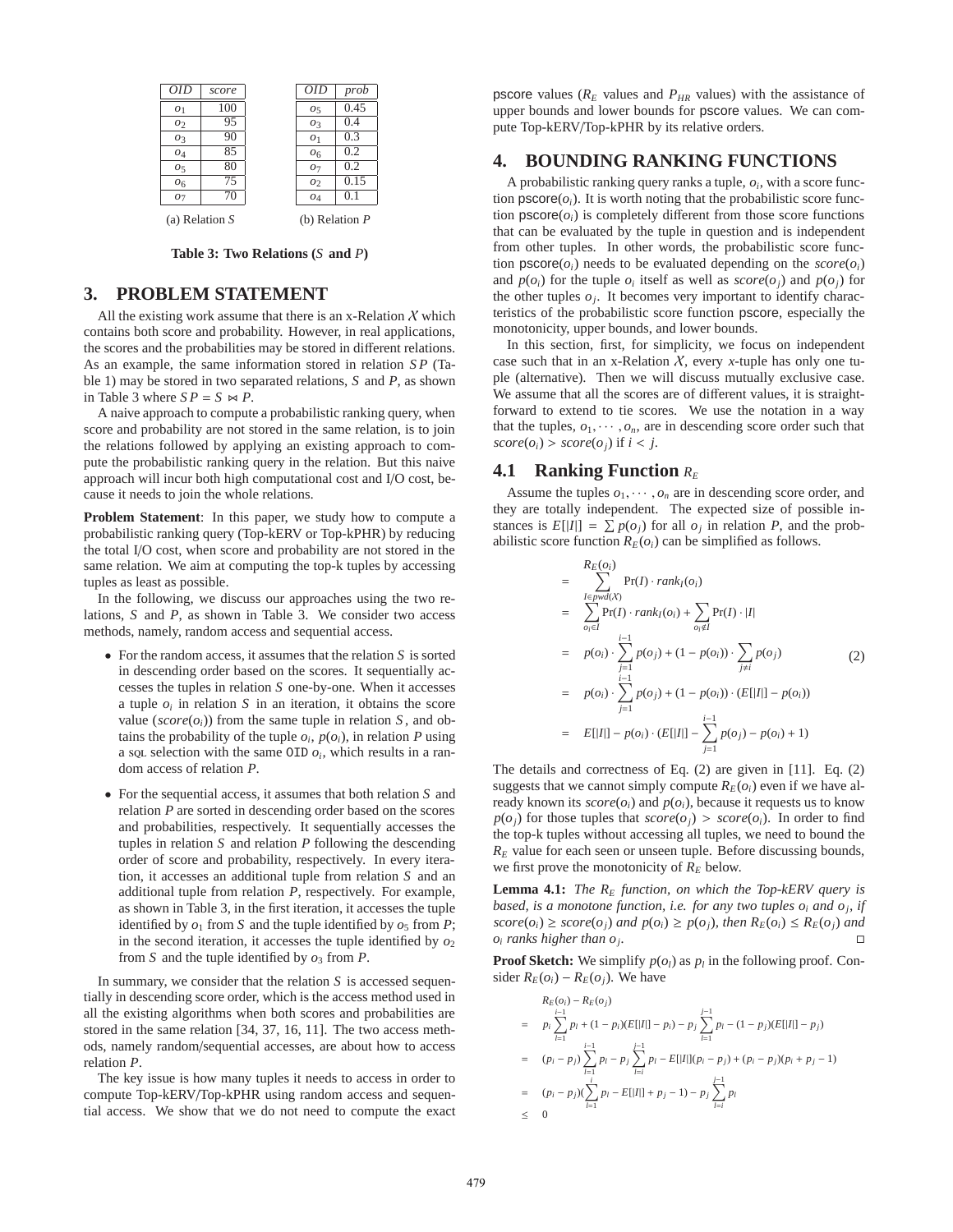| $OID$ | $score$ |
|---|---|
| $o_1$ | 100 |
| $o_2$ | 95 |
| $o_3$ | 90 |
| $o_4$ | 85 |
| $o_5$ | 80 |
| $o_6$ | 75 |
| $o_7$ | 70 |

(a) Relation $S$

| $OID$ | $prob$ |
|---|---|
| $o_5$ | 0.45 |
| $o_3$ | 0.4 |
| $o_1$ | 0.3 |
| $o_6$ | 0.2 |
| $o_7$ | 0.2 |
| $o_2$ | 0.15 |
| $o_4$ | 0.1 |

(b) Relation $P$

**Table 3: Two Relations ($S$ and $P$)**

## 3. PROBLEM STATEMENT

All the existing work assume that there is an x-Relation $\mathcal{X}$ which contains both score and probability. However, in real applications, the scores and the probabilities may be stored in different relations. As an example, the same information stored in relation $SP$ (Table 1) may be stored in two separated relations, $S$ and $P$, as shown in Table 3 where $SP = S \bowtie P$.

A naive approach to compute a probabilistic ranking query, when score and probability are not stored in the same relation, is to join the relations followed by applying an existing approach to compute the probabilistic ranking query in the relation. But this naive approach will incur both high computational cost and I/O cost, because it needs to join the whole relations.

**Problem Statement**: In this paper, we study how to compute a probabilistic ranking query (Top-kERV or Top-kPHR) by reducing the total I/O cost, when score and probability are not stored in the same relation. We aim at computing the top-k tuples by accessing tuples as least as possible.

In the following, we discuss our approaches using the two relations, $S$ and $P$, as shown in Table 3. We consider two access methods, namely, random access and sequential access.

- For the random access, it assumes that the relation $S$ is sorted in descending order based on the scores. It sequentially accesses the tuples in relation $S$ one-by-one. When it accesses a tuple $o_i$ in relation $S$ in an iteration, it obtains the score value ($score(o_i)$) from the same tuple in relation $S$, and obtains the probability of the tuple $o_i$, $p(o_i)$, in relation $P$ using a SQL selection with the same OID $o_i$, which results in a random access of relation $P$.
- For the sequential access, it assumes that both relation $S$ and relation $P$ are sorted in descending order based on the scores and probabilities, respectively. It sequentially accesses the tuples in relation $S$ and relation $P$ following the descending order of score and probability, respectively. In every iteration, it accesses an additional tuple from relation $S$ and an additional tuple from relation $P$, respectively. For example, as shown in Table 3, in the first iteration, it accesses the tuple identified by $o_1$ from $S$ and the tuple identified by $o_5$ from $P$; in the second iteration, it accesses the tuple identified by $o_2$ from $S$ and the tuple identified by $o_3$ from $P$.

In summary, we consider that the relation $S$ is accessed sequentially in descending score order, which is the access method used in all the existing algorithms when both scores and probabilities are stored in the same relation [34, 37, 16, 11]. The two access methods, namely random/sequential accesses, are about how to access relation $P$.

The key issue is how many tuples it needs to access in order to compute Top-kERV/Top-kPHR using random access and sequential access. We show that we do not need to compute the exact pscore values ($R_E$ values and $P_{HR}$ values) with the assistance of upper bounds and lower bounds for pscore values. We can compute Top-kERV/Top-kPHR by its relative orders.

## 4. BOUNDING RANKING FUNCTIONS

A probabilistic ranking query ranks a tuple, $o_i$, with a score function $\text{pscore}(o_i)$. It is worth noting that the probabilistic score function $\text{pscore}(o_i)$ is completely different from those score functions that can be evaluated by the tuple in question and is independent from other tuples. In other words, the probabilistic score function $\text{pscore}(o_i)$ needs to be evaluated depending on the $score(o_i)$ and $p(o_i)$ for the tuple $o_i$ itself as well as $score(o_j)$ and $p(o_j)$ for the other tuples $o_j$. It becomes very important to identify characteristics of the probabilistic score function pscore, especially the monotonicity, upper bounds, and lower bounds.

In this section, first, for simplicity, we focus on independent case such that in an x-Relation $\mathcal{X}$, every $x$-tuple has only one tuple (alternative). Then we will discuss mutually exclusive case. We assume that all the scores are of different values, it is straightforward to extend to tie scores. We use the notation in a way that the tuples, $o_1, \cdots, o_n$, are in descending score order such that $score(o_i) > score(o_j)$ if $i < j$.

### 4.1 Ranking Function $R_E$

Assume the tuples $o_1, \cdots, o_n$ are in descending score order, and they are totally independent. The expected size of possible instances is $E[|I|] = \sum p(o_j)$ for all $o_j$ in relation $P$, and the probabilistic score function $R_E(o_i)$ can be simplified as follows.

$$
\begin{aligned}
& R_E(o_i) \\
= & \sum_{I \in pwd(\mathcal{X})} \Pr(I) \cdot rank_I(o_i) \\
= & \sum_{o_i \in I} \Pr(I) \cdot rank_I(o_i) + \sum_{o_i \notin I} \Pr(I) \cdot |I| \\
= & \; p(o_i) \cdot \sum_{j=1}^{i-1} p(o_j) + (1 - p(o_i)) \cdot \sum_{j \neq i} p(o_j) \qquad (2) \\
= & \; p(o_i) \cdot \sum_{j=1}^{i-1} p(o_j) + (1 - p(o_i)) \cdot (E[|I|] - p(o_i)) \\
= & \; E[|I|] - p(o_i) \cdot (E[|I|] - \sum_{j=1}^{i-1} p(o_j) - p(o_i) + 1)
\end{aligned}
$$

The details and correctness of Eq. (2) are given in [11]. Eq. (2) suggests that we cannot simply compute $R_E(o_i)$ even if we have already known its $score(o_i)$ and $p(o_i)$, because it requests us to know $p(o_j)$ for those tuples that $score(o_j) > score(o_i)$. In order to find the top-k tuples without accessing all tuples, we need to bound the $R_E$ value for each seen or unseen tuple. Before discussing bounds, we first prove the monotonicity of $R_E$ below.

**Lemma 4.1:** *The $R_E$ function, on which the Top-kERV query is based, is a monotone function, i.e. for any two tuples $o_i$ and $o_j$, if $score(o_i) \geq score(o_j)$ and $p(o_i) \geq p(o_j)$, then $R_E(o_i) \leq R_E(o_j)$ and $o_i$ ranks higher than $o_j$.* □

**Proof Sketch:** We simplify $p(o_l)$ as $p_l$ in the following proof. Consider $R_E(o_i) - R_E(o_j)$. We have

$$
\begin{aligned}
& R_E(o_i) - R_E(o_j) \\
= & \; p_i \sum_{l=1}^{i-1} p_l + (1 - p_i)(E[|I|] - p_i) - p_j \sum_{l=1}^{j-1} p_l - (1 - p_j)(E[|I|] - p_j) \\
= & \; (p_i - p_j) \sum_{l=1}^{i-1} p_l - p_j \sum_{l=i}^{j-1} p_l - E[|I|](p_i - p_j) + (p_i - p_j)(p_i + p_j - 1) \\
= & \; (p_i - p_j)(\sum_{l=1}^{i} p_l - E[|I|] + p_j - 1) - p_j \sum_{l=i}^{j-1} p_l \\
\leq & \; 0
\end{aligned}
$$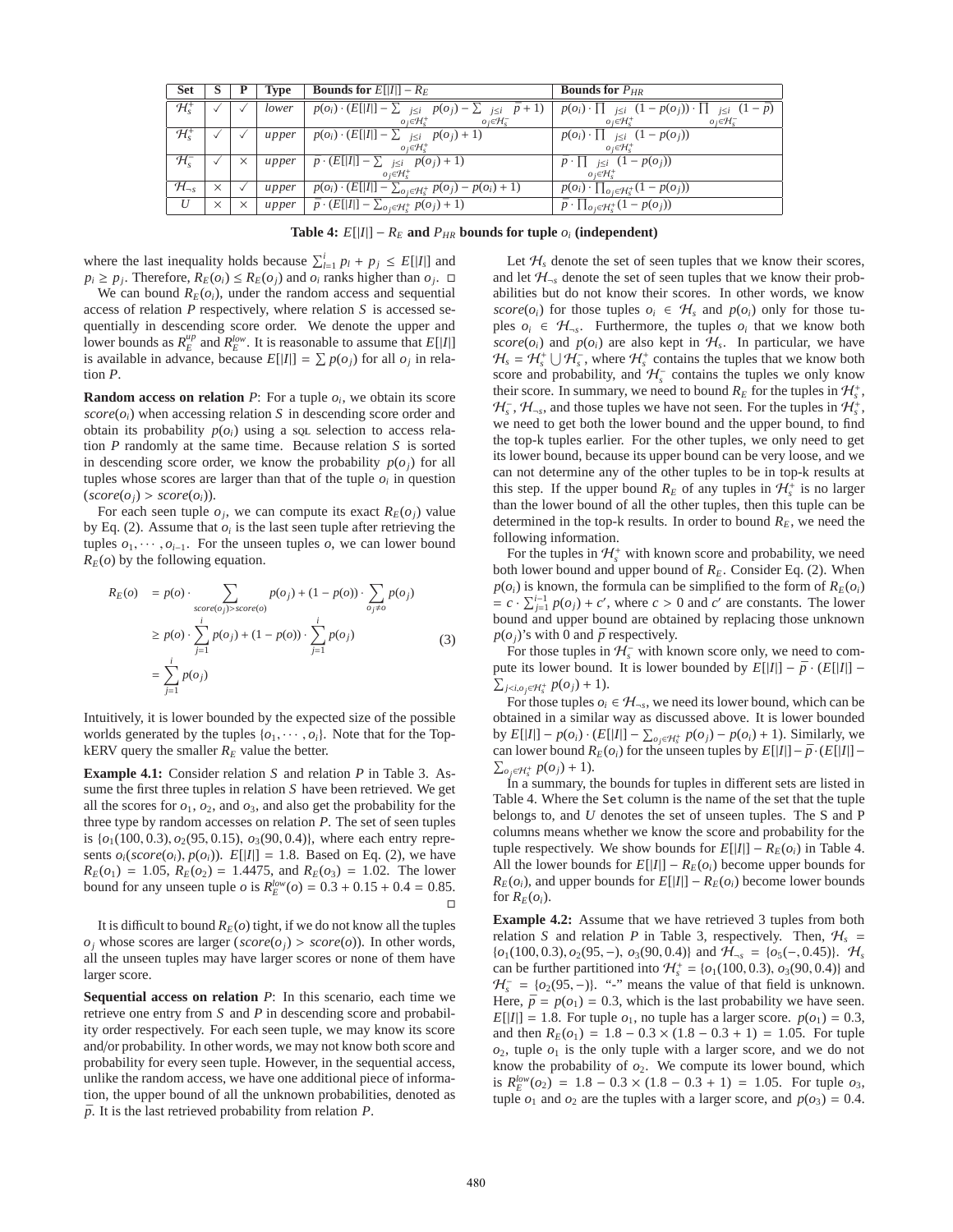| Set | S | P | Type | Bounds for $E[\|I\|] - R_E$ | Bounds for $P_{HR}$ |
|---|---|---|---|---|---|
| $\mathcal{H}_s^+$ | ✓ | ✓ | *lower* | $p(o_i) \cdot (E[\|I\|] - \sum_{j \le i, o_j \in \mathcal{H}_s^+} p(o_j) - \sum_{j \le i, o_j \in \mathcal{H}_s^-} \bar{p} + 1)$ | $p(o_i) \cdot \prod_{j \le i, o_j \in \mathcal{H}_s^+} (1 - p(o_j)) \cdot \prod_{j \le i, o_j \in \mathcal{H}_s^-} (1 - \bar{p})$ |
| $\mathcal{H}_s^+$ | ✓ | ✓ | *upper* | $p(o_i) \cdot (E[\|I\|] - \sum_{j \le i, o_j \in \mathcal{H}_s^+} p(o_j) + 1)$ | $p(o_i) \cdot \prod_{j \le i, o_j \in \mathcal{H}_s^+} (1 - p(o_j))$ |
| $\mathcal{H}_s^-$ | ✓ | × | *upper* | $\bar{p} \cdot (E[\|I\|] - \sum_{j \le i, o_j \in \mathcal{H}_s^+} p(o_j) + 1)$ | $\bar{p} \cdot \prod_{j \le i, o_j \in \mathcal{H}_s^+} (1 - p(o_j))$ |
| $\mathcal{H}_{\neg s}$ | × | ✓ | *upper* | $p(o_i) \cdot (E[\|I\|] - \sum_{o_j \in \mathcal{H}_s^+} p(o_j) - p(o_i) + 1)$ | $p(o_i) \cdot \prod_{o_j \in \mathcal{H}_s^+} (1 - p(o_j))$ |
| $U$ | × | × | *upper* | $\bar{p} \cdot (E[\|I\|] - \sum_{o_j \in \mathcal{H}_s^+} p(o_j) + 1)$ | $\bar{p} \cdot \prod_{o_j \in \mathcal{H}_s^+} (1 - p(o_j))$ |

**Table 4: $E[|I|] - R_E$ and $P_{HR}$ bounds for tuple $o_i$ (independent)**

where the last inequality holds because $\sum_{l=1}^{i} p_l + p_j \le E[|I|]$ and $p_i \ge p_j$. Therefore, $R_E(o_i) \le R_E(o_j)$ and $o_i$ ranks higher than $o_j$. □

We can bound $R_E(o_i)$, under the random access and sequential access of relation $P$ respectively, where relation $S$ is accessed sequentially in descending score order. We denote the upper and lower bounds as $R_E^{up}$ and $R_E^{low}$. It is reasonable to assume that $E[|I|]$ is available in advance, because $E[|I|] = \sum p(o_j)$ for all $o_j$ in relation $P$.

**Random access on relation** $P$: For a tuple $o_i$, we obtain its score $score(o_i)$ when accessing relation $S$ in descending score order and obtain its probability $p(o_i)$ using a SQL selection to access relation $P$ randomly at the same time. Because relation $S$ is sorted in descending score order, we know the probability $p(o_j)$ for all tuples whose scores are larger than that of the tuple $o_i$ in question ($score(o_j) > score(o_i)$).

For each seen tuple $o_j$, we can compute its exact $R_E(o_j)$ value by Eq. (2). Assume that $o_i$ is the last seen tuple after retrieving the tuples $o_1, \cdots, o_{i-1}$. For the unseen tuples $o$, we can lower bound $R_E(o)$ by the following equation.

$$
\begin{aligned}
R_E(o) &= p(o) \cdot \sum_{score(o_j) > score(o)} p(o_j) + (1 - p(o)) \cdot \sum_{o_j \neq o} p(o_j) \\
&\ge p(o) \cdot \sum_{j=1}^{i} p(o_j) + (1 - p(o)) \cdot \sum_{j=1}^{i} p(o_j) \\
&= \sum_{j=1}^{i} p(o_j)
\end{aligned}
\tag{3}
$$

Intuitively, it is lower bounded by the expected size of the possible worlds generated by the tuples $\{o_1, \cdots, o_i\}$. Note that for the Top-kERV query the smaller $R_E$ value the better.

**Example 4.1:** Consider relation $S$ and relation $P$ in Table 3. Assume the first three tuples in relation $S$ have been retrieved. We get all the scores for $o_1$, $o_2$, and $o_3$, and also get the probability for the three type by random accesses on relation $P$. The set of seen tuples is $\{o_1(100, 0.3), o_2(95, 0.15), o_3(90, 0.4)\}$, where each entry represents $o_i(score(o_i), p(o_i))$. $E[|I|] = 1.8$. Based on Eq. (2), we have $R_E(o_1) = 1.05$, $R_E(o_2) = 1.4475$, and $R_E(o_3) = 1.02$. The lower bound for any unseen tuple $o$ is $R_E^{low}(o) = 0.3 + 0.15 + 0.4 = 0.85$. □

It is difficult to bound $R_E(o)$ tight, if we do not know all the tuples $o_j$ whose scores are larger ($score(o_j) > score(o)$). In other words, all the unseen tuples may have larger scores or none of them have larger score.

**Sequential access on relation** $P$: In this scenario, each time we retrieve one entry from $S$ and $P$ in descending score and probability order respectively. For each seen tuple, we may know its score and/or probability. In other words, we may not know both score and probability for every seen tuple. However, in the sequential access, unlike the random access, we have one additional piece of information, the upper bound of all the unknown probabilities, denoted as $\bar{p}$. It is the last retrieved probability from relation $P$.

Let $\mathcal{H}_s$ denote the set of seen tuples that we know their scores, and let $\mathcal{H}_{\neg s}$ denote the set of seen tuples that we know their probabilities but do not know their scores. In other words, we know $score(o_i)$ for those tuples $o_i \in \mathcal{H}_s$ and $p(o_i)$ only for those tuples $o_i \in \mathcal{H}_{\neg s}$. Furthermore, the tuples $o_i$ that we know both $score(o_i)$ and $p(o_i)$ are also kept in $\mathcal{H}_s$. In particular, we have $\mathcal{H}_s = \mathcal{H}_s^+ \bigcup \mathcal{H}_s^-$, where $\mathcal{H}_s^+$ contains the tuples that we know both score and probability, and $\mathcal{H}_s^-$ contains the tuples we only know their score. In summary, we need to bound $R_E$ for the tuples in $\mathcal{H}_s^+$, $\mathcal{H}_s^-$, $\mathcal{H}_{\neg s}$, and those tuples we have not seen. For the tuples in $\mathcal{H}_s^+$, we need to get both the lower bound and the upper bound, to find the top-k tuples earlier. For the other tuples, we only need to get its lower bound, because its upper bound can be very loose, and we can not determine any of the other tuples to be in top-k results at this step. If the upper bound $R_E$ of any tuples in $\mathcal{H}_s^+$ is no larger than the lower bound of all the other tuples, then this tuple can be determined in the top-k results. In order to bound $R_E$, we need the following information.

For the tuples in $\mathcal{H}_s^+$ with known score and probability, we need both lower bound and upper bound of $R_E$. Consider Eq. (2). When $p(o_i)$ is known, the formula can be simplified to the form of $R_E(o_i) = c \cdot \sum_{j=1}^{i-1} p(o_j) + c'$, where $c > 0$ and $c'$ are constants. The lower bound and upper bound are obtained by replacing those unknown $p(o_j)$'s with 0 and $\bar{p}$ respectively.

For those tuples in $\mathcal{H}_s^-$ with known score only, we need to compute its lower bound. It is lower bounded by $E[|I|] - \bar{p} \cdot (E[|I|] - \sum_{j<i, o_j \in \mathcal{H}_s^+} p(o_j) + 1)$.

For those tuples $o_i \in \mathcal{H}_{\neg s}$, we need its lower bound, which can be obtained in a similar way as discussed above. It is lower bounded by $E[|I|] - p(o_i) \cdot (E[|I|] - \sum_{o_j \in \mathcal{H}_s^+} p(o_j) - p(o_i) + 1)$. Similarly, we can lower bound $R_E(o_i)$ for the unseen tuples by $E[|I|] - \bar{p} \cdot (E[|I|] - \sum_{o_j \in \mathcal{H}_s^+} p(o_j) + 1)$.

In a summary, the bounds for tuples in different sets are listed in Table 4. Where the `Set` column is the name of the set that the tuple belongs to, and $U$ denotes the set of unseen tuples. The S and P columns means whether we know the score and probability for the tuple respectively. We show bounds for $E[|I|] - R_E(o_i)$ in Table 4. All the lower bounds for $E[|I|] - R_E(o_i)$ become upper bounds for $R_E(o_i)$, and upper bounds for $E[|I|] - R_E(o_i)$ become lower bounds for $R_E(o_i)$.

**Example 4.2:** Assume that we have retrieved 3 tuples from both relation $S$ and relation $P$ in Table 3, respectively. Then, $\mathcal{H}_s = \{o_1(100, 0.3), o_2(95, -), o_3(90, 0.4)\}$ and $\mathcal{H}_{\neg s} = \{o_5(-, 0.45)\}$. $\mathcal{H}_s$ can be further partitioned into $\mathcal{H}_s^+ = \{o_1(100, 0.3), o_3(90, 0.4)\}$ and $\mathcal{H}_s^- = \{o_2(95, -)\}$. "-" means the value of that field is unknown. Here, $\bar{p} = p(o_1) = 0.3$, which is the last probability we have seen. $E[|I|] = 1.8$. For tuple $o_1$, no tuple has a larger score. $p(o_1) = 0.3$, and then $R_E(o_1) = 1.8 - 0.3 \times (1.8 - 0.3 + 1) = 1.05$. For tuple $o_2$, tuple $o_1$ is the only tuple with a larger score, and we do not know the probability of $o_2$. We compute its lower bound, which is $R_E^{low}(o_2) = 1.8 - 0.3 \times (1.8 - 0.3 + 1) = 1.05$. For tuple $o_3$, tuple $o_1$ and $o_2$ are the tuples with a larger score, and $p(o_3) = 0.4$.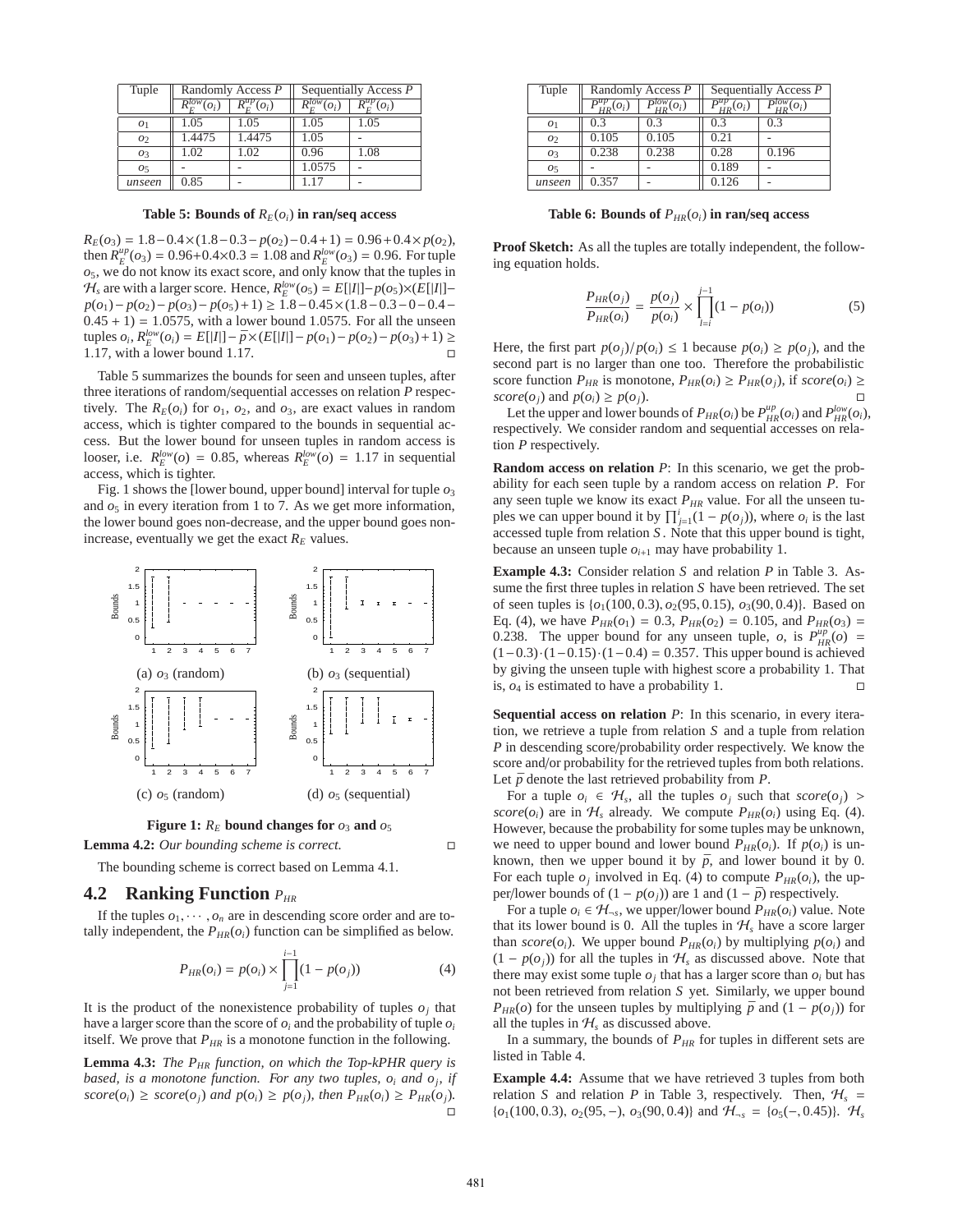| Tuple | Randomly Access $P$ | | Sequentially Access $P$ | |
|---|---|---|---|---|
| | $R_E^{low}(o_i)$ | $R_E^{up}(o_i)$ | $R_E^{low}(o_i)$ | $R_E^{up}(o_i)$ |
| $o_1$ | 1.05 | 1.05 | 1.05 | 1.05 |
| $o_2$ | 1.4475 | 1.4475 | 1.05 | - |
| $o_3$ | 1.02 | 1.02 | 0.96 | 1.08 |
| $o_5$ | - | - | 1.0575 | - |
| *unseen* | 0.85 | - | 1.17 | - |

**Table 5: Bounds of $R_E(o_i)$ in ran/seq access**

$R_E(o_3) = 1.8 - 0.4 \times (1.8 - 0.3 - p(o_2) - 0.4 + 1) = 0.96 + 0.4 \times p(o_2)$, then $R_E^{up}(o_3) = 0.96 + 0.4 \times 0.3 = 1.08$ and $R_E^{low}(o_3) = 0.96$. For tuple $o_5$, we do not know its exact score, and only know that the tuples in $\mathcal{H}_s$ are with a larger score. Hence, $R_E^{low}(o_5) = E[|I|] - p(o_5) \times (E[|I|] - p(o_1) - p(o_2) - p(o_3) - p(o_5) + 1) \geq 1.8 - 0.45 \times (1.8 - 0.3 - 0 - 0.4 - 0.45 + 1) = 1.0575$, with a lower bound 1.0575. For all the unseen tuples $o_i$, $R_E^{low}(o_i) = E[|I|] - \bar{p} \times (E[|I|] - p(o_1) - p(o_2) - p(o_3) + 1) \geq 1.17$, with a lower bound 1.17. □

Table 5 summarizes the bounds for seen and unseen tuples, after three iterations of random/sequential accesses on relation $P$ respectively. The $R_E(o_i)$ for $o_1$, $o_2$, and $o_3$, are exact values in random access, which is tighter compared to the bounds in sequential access. But the lower bound for unseen tuples in random access is looser, i.e. $R_E^{low}(o) = 0.85$, whereas $R_E^{low}(o) = 1.17$ in sequential access, which is tighter.

Fig. 1 shows the [lower bound, upper bound] interval for tuple $o_3$ and $o_5$ in every iteration from 1 to 7. As we get more information, the lower bound goes non-decrease, and the upper bound goes non-increase, eventually we get the exact $R_E$ values.

(a) $o_3$ (random) (b) $o_3$ (sequential)

(c) $o_5$ (random) (d) $o_5$ (sequential)

**Figure 1: $R_E$ bound changes for $o_3$ and $o_5$**

**Lemma 4.2:** *Our bounding scheme is correct.* □

The bounding scheme is correct based on Lemma 4.1.

## 4.2 Ranking Function $P_{HR}$

If the tuples $o_1, \cdots, o_n$ are in descending score order and are totally independent, the $P_{HR}(o_i)$ function can be simplified as below.

$$P_{HR}(o_i) = p(o_i) \times \prod_{j=1}^{i-1}(1 - p(o_j)) \tag{4}$$

It is the product of the nonexistence probability of tuples $o_j$ that have a larger score than the score of $o_i$ and the probability of tuple $o_i$ itself. We prove that $P_{HR}$ is a monotone function in the following.

**Lemma 4.3:** *The $P_{HR}$ function, on which the Top-kPHR query is based, is a monotone function. For any two tuples, $o_i$ and $o_j$, if $score(o_i) \geq score(o_j)$ and $p(o_i) \geq p(o_j)$, then $P_{HR}(o_i) \geq P_{HR}(o_j)$.* □

| Tuple | Randomly Access $P$ | | Sequentially Access $P$ | |
|---|---|---|---|---|
| | $P_{HR}^{up}(o_i)$ | $P_{HR}^{low}(o_i)$ | $P_{HR}^{up}(o_i)$ | $P_{HR}^{low}(o_i)$ |
| $o_1$ | 0.3 | 0.3 | 0.3 | 0.3 |
| $o_2$ | 0.105 | 0.105 | 0.21 | - |
| $o_3$ | 0.238 | 0.238 | 0.28 | 0.196 |
| $o_5$ | - | - | 0.189 | - |
| *unseen* | 0.357 | - | 0.126 | - |

**Table 6: Bounds of $P_{HR}(o_i)$ in ran/seq access**

**Proof Sketch:** As all the tuples are totally independent, the following equation holds.

$$\frac{P_{HR}(o_j)}{P_{HR}(o_i)} = \frac{p(o_j)}{p(o_i)} \times \prod_{l=i}^{j-1}(1 - p(o_l)) \tag{5}$$

Here, the first part $p(o_j)/p(o_i) \leq 1$ because $p(o_i) \geq p(o_j)$, and the second part is no larger than one too. Therefore the probabilistic score function $P_{HR}$ is monotone, $P_{HR}(o_i) \geq P_{HR}(o_j)$, if $score(o_i) \geq score(o_j)$ and $p(o_i) \geq p(o_j)$. □

Let the upper and lower bounds of $P_{HR}(o_i)$ be $P_{HR}^{up}(o_i)$ and $P_{HR}^{low}(o_i)$, respectively. We consider random and sequential accesses on relation $P$ respectively.

**Random access on relation $P$:** In this scenario, we get the probability for each seen tuple by a random access on relation $P$. For any seen tuple we know its exact $P_{HR}$ value. For all the unseen tuples we can upper bound it by $\prod_{j=1}^{i}(1 - p(o_j))$, where $o_i$ is the last accessed tuple from relation $S$. Note that this upper bound is tight, because an unseen tuple $o_{i+1}$ may have probability 1.

**Example 4.3:** Consider relation $S$ and relation $P$ in Table 3. Assume the first three tuples in relation $S$ have been retrieved. The set of seen tuples is $\{o_1(100, 0.3), o_2(95, 0.15), o_3(90, 0.4)\}$. Based on Eq. (4), we have $P_{HR}(o_1) = 0.3$, $P_{HR}(o_2) = 0.105$, and $P_{HR}(o_3) = 0.238$. The upper bound for any unseen tuple, $o$, is $P_{HR}^{up}(o) = (1-0.3)\cdot(1-0.15)\cdot(1-0.4) = 0.357$. This upper bound is achieved by giving the unseen tuple with highest score a probability 1. That is, $o_4$ is estimated to have a probability 1. □

**Sequential access on relation $P$:** In this scenario, in every iteration, we retrieve a tuple from relation $S$ and a tuple from relation $P$ in descending score/probability order respectively. We know the score and/or probability for the retrieved tuples from both relations. Let $\bar{p}$ denote the last retrieved probability from $P$.

For a tuple $o_i \in \mathcal{H}_s$, all the tuples $o_j$ such that $score(o_j) > score(o_i)$ are in $\mathcal{H}_s$ already. We compute $P_{HR}(o_i)$ using Eq. (4). However, because the probability for some tuples may be unknown, we need to upper bound and lower bound $P_{HR}(o_i)$. If $p(o_i)$ is unknown, then we upper bound it by $\bar{p}$, and lower bound it by 0. For each tuple $o_j$ involved in Eq. (4) to compute $P_{HR}(o_i)$, the upper/lower bounds of $(1 - p(o_j))$ are 1 and $(1 - \bar{p})$ respectively.

For a tuple $o_i \in \mathcal{H}_{\neg s}$, we upper/lower bound $P_{HR}(o_i)$ value. Note that its lower bound is 0. All the tuples in $\mathcal{H}_s$ have a score larger than $score(o_i)$. We upper bound $P_{HR}(o_i)$ by multiplying $p(o_i)$ and $(1 - p(o_j))$ for all the tuples in $\mathcal{H}_s$ as discussed above. Note that there may exist some tuple $o_j$ that has a larger score than $o_i$ but has not been retrieved from relation $S$ yet. Similarly, we upper bound $P_{HR}(o)$ for the unseen tuples by multiplying $\bar{p}$ and $(1 - p(o_j))$ for all the tuples in $\mathcal{H}_s$ as discussed above.

In a summary, the bounds of $P_{HR}$ for tuples in different sets are listed in Table 4.

**Example 4.4:** Assume that we have retrieved 3 tuples from both relation $S$ and relation $P$ in Table 3, respectively. Then, $\mathcal{H}_s = \{o_1(100, 0.3), o_2(95, -), o_3(90, 0.4)\}$ and $\mathcal{H}_{\neg s} = \{o_5(-, 0.45)\}$. $\mathcal{H}_s$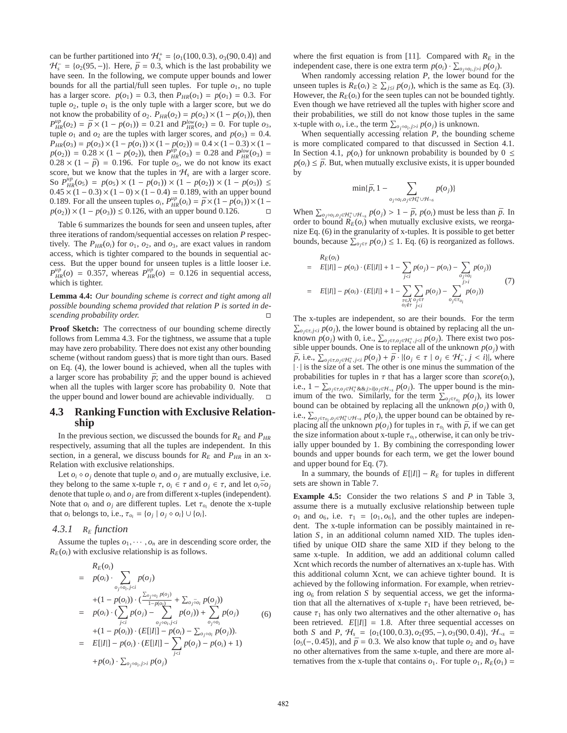can be further partitioned into $\mathcal{H}_s^+ = \{o_1(100, 0.3), o_3(90, 0.4)\}$ and $\mathcal{H}_s^- = \{o_2(95, -)\}$. Here, $\overline{p} = 0.3$, which is the last probability we have seen. In the following, we compute upper bounds and lower bounds for all the partial/full seen tuples. For tuple $o_1$, no tuple has a larger score. $p(o_1) = 0.3$, then $P_{HR}(o_1) = p(o_1) = 0.3$. For tuple $o_2$, tuple $o_1$ is the only tuple with a larger score, but we do not know the probability of $o_2$. $P_{HR}(o_2) = p(o_2) \times (1 - p(o_1))$, then $P_{HR}^{up}(o_2) = \overline{p} \times (1 - p(o_1)) = 0.21$ and $P_{HR}^{low}(o_2) = 0$. For tuple $o_3$, tuple $o_1$ and $o_2$ are the tuples with larger scores, and $p(o_3) = 0.4$. $P_{HR}(o_3) = p(o_3) \times (1 - p(o_1)) \times (1 - p(o_2)) = 0.4 \times (1 - 0.3) \times (1 - p(o_2)) = 0.28 \times (1 - p(o_2))$, then $P_{HR}^{up}(o_3) = 0.28$ and $P_{HR}^{low}(o_3) = 0.28 \times (1 - \overline{p}) = 0.196$. For tuple $o_5$, we do not know its exact score, but we know that the tuples in $\mathcal{H}_s$ are with a larger score. So $P_{HR}^{up}(o_5) = p(o_5) \times (1 - p(o_1)) \times (1 - p(o_2)) \times (1 - p(o_3)) \leq 0.45 \times (1 - 0.3) \times (1 - 0) \times (1 - 0.4) = 0.189$, with an upper bound 0.189. For all the unseen tuples $o_i$, $P_{HR}^{up}(o_i) = \overline{p} \times (1 - p(o_1)) \times (1 - p(o_2)) \times (1 - p(o_3)) \leq 0.126$, with an upper bound 0.126. □

Table 6 summarizes the bounds for seen and unseen tuples, after three iterations of random/sequential accesses on relation $P$ respectively. The $P_{HR}(o_i)$ for $o_1$, $o_2$, and $o_3$, are exact values in random access, which is tighter compared to the bounds in sequential access. But the upper bound for unseen tuples is a little looser i.e. $P_{HR}^{up}(o) = 0.357$, whereas $P_{HR}^{up}(o) = 0.126$ in sequential access, which is tighter.

**Lemma 4.4:** *Our bounding scheme is correct and tight among all possible bounding schema provided that relation P is sorted in descending probability order.* □

**Proof Sketch:** The correctness of our bounding scheme directly follows from Lemma 4.3. For the tightness, we assume that a tuple may have zero probability. There does not exist any other bounding scheme (without random guess) that is more tight than ours. Based on Eq. (4), the lower bound is achieved, when all the tuples with a larger score has probability $\overline{p}$; and the upper bound is achieved when all the tuples with larger score has probability 0. Note that the upper bound and lower bound are achievable individually. □

## 4.3 Ranking Function with Exclusive Relationship

In the previous section, we discussed the bounds for $R_E$ and $P_{HR}$ respectively, assuming that all the tuples are independent. In this section, in a general, we discuss bounds for $R_E$ and $P_{HR}$ in an x-Relation with exclusive relationships.

Let $o_i \diamond o_j$ denote that tuple $o_i$ and $o_j$ are mutually exclusive, i.e. they belong to the same x-tuple $\tau$, $o_i \in \tau$ and $o_j \in \tau$, and let $o_i \bar{\diamond} o_j$ denote that tuple $o_i$ and $o_j$ are from different x-tuples (independent). Note that $o_i$ and $o_j$ are different tuples. Let $\tau_{o_i}$ denote the x-tuple that $o_i$ belongs to, i.e., $\tau_{o_i} = \{o_j \mid o_j \diamond o_i\} \cup \{o_i\}$.

### 4.3.1 $R_E$ function

Assume the tuples $o_1, \cdots, o_n$ are in descending score order, the $R_E(o_i)$ with exclusive relationship is as follows.

$$
\begin{aligned}
& R_E(o_i) \\
= \; & p(o_i) \cdot \sum_{o_j \bar{\diamond} o_i, j<i} p(o_j) \\
& + (1 - p(o_i)) \cdot \left(\frac{\sum_{o_j \diamond o_i} p(o_j)}{1 - p(o_i)} + \sum_{o_j \bar{\diamond} o_i} p(o_j)\right) \\
= \; & p(o_i) \cdot \left(\sum_{j<i} p(o_j) - \sum_{o_j \diamond o_i, j<i} p(o_j)\right) + \sum_{o_j \diamond o_i} p(o_j) \\
& + (1 - p(o_i)) \cdot \left(E[|I|] - p(o_i) - \textstyle\sum_{o_j \diamond o_i} p(o_j)\right). \\
= \; & E[|I|] - p(o_i) \cdot \left(E[|I|] - \sum_{j<i} p(o_j) - p(o_i) + 1\right) \\
& + p(o_i) \cdot \textstyle\sum_{o_j \diamond o_i, j>i} p(o_j)
\end{aligned}
\tag{6}
$$

where the first equation is from [11]. Compared with $R_E$ in the independent case, there is one extra term $p(o_i) \cdot \sum_{o_j \diamond o_i, j>i} p(o_j)$.

When randomly accessing relation $P$, the lower bound for the unseen tuples is $R_E(o_i) \geq \sum_{j \leq i} p(o_j)$, which is the same as Eq. (3). However, the $R_E(o_i)$ for the seen tuples can not be bounded tightly. Even though we have retrieved all the tuples with higher score and their probabilities, we still do not know those tuples in the same x-tuple with $o_i$, i.e., the term $\sum_{o_j \diamond o_i, j>i} p(o_j)$ is unknown.

When sequentially accessing relation $P$, the bounding scheme is more complicated compared to that discussed in Section 4.1. In Section 4.1, $p(o_i)$ for unknown probability is bounded by $0 \leq p(o_i) \leq \overline{p}$. But, when mutually exclusive exists, it is upper bounded by

$$
\min\{\overline{p}, 1 - \sum_{o_j \diamond o_i, o_j \in \mathcal{H}_s^+ \cup \mathcal{H}_{\neg s}} p(o_j)\}
$$

When $\sum_{o_j \diamond o_i, o_j \in \mathcal{H}_s^+ \cup \mathcal{H}_{\neg s}} p(o_j) > 1 - \overline{p}$, $p(o_i)$ must be less than $\overline{p}$. In order to bound $R_E(o_i)$ when mutually exclusive exists, we reorganize Eq. (6) in the granularity of x-tuples. It is possible to get better bounds, because $\sum_{o_j \in \tau} p(o_j) \leq 1$. Eq. (6) is reorganized as follows.

$$
\begin{aligned}
& R_E(o_i) \\
= \; & E[|I|] - p(o_i) \cdot \left(E[|I|] + 1 - \sum_{j<i} p(o_j) - p(o_i) - \sum_{\substack{o_j \diamond o_i \\ j>i}} p(o_j)\right) \\
= \; & E[|I|] - p(o_i) \cdot \left(E[|I|] + 1 - \sum_{\substack{\tau \in \mathcal{X} \\ o_i \notin \tau}} \sum_{\substack{o_j \in \tau \\ j<i}} p(o_j) - \sum_{o_j \in \tau_{o_i}} p(o_j)\right)
\end{aligned}
\tag{7}
$$

The x-tuples are independent, so are their bounds. For the term $\sum_{o_j \in \tau, j<i} p(o_j)$, the lower bound is obtained by replacing all the unknown $p(o_j)$ with 0, i.e., $\sum_{o_j \in \tau, o_j \in \mathcal{H}_s^+, j<i} p(o_j)$. There exist two possible upper bounds. One is to replace all of the unknown $p(o_j)$ with $\overline{p}$, i.e., $\sum_{o_j \in \tau, o_j \in \mathcal{H}_s^+, j<i} p(o_j) + \overline{p} \cdot |\{o_j \in \tau \mid o_j \in \mathcal{H}_s^-, j < i\}|$, where $|\cdot|$ is the size of a set. The other is one minus the summation of the probabilities for tuples in $\tau$ that has a larger score than $score(o_i)$, i.e., $1 - \sum_{o_j \in \tau, o_j \in \mathcal{H}_s^+ \&\& j>i \| o_j \in \mathcal{H}_{\neg s}} p(o_j)$. The upper bound is the minimum of the two. Similarly, for the term $\sum_{o_j \in \tau_{o_i}} p(o_j)$, its lower bound can be obtained by replacing all the unknown $p(o_j)$ with 0, i.e., $\sum_{o_j \in \tau_{o_i}, o_j \in \mathcal{H}_s^+ \cup \mathcal{H}_{\neg s}} p(o_j)$, the upper bound can be obtained by replacing all the unknown $p(o_j)$ for tuples in $\tau_{o_i}$ with $\overline{p}$, if we can get the size information about x-tuple $\tau_{o_i}$, otherwise, it can only be trivially upper bounded by 1. By combining the corresponding lower bounds and upper bounds for each term, we get the lower bound and upper bound for Eq. (7).

In a summary, the bounds of $E[|I|] - R_E$ for tuples in different sets are shown in Table 7.

**Example 4.5:** Consider the two relations $S$ and $P$ in Table 3, assume there is a mutually exclusive relationship between tuple $o_1$ and $o_6$, i.e. $\tau_1 = \{o_1, o_6\}$, and the other tuples are independent. The x-tuple information can be possibly maintained in relation $S$, in an additional column named XID. The tuples identified by unique OID share the same XID if they belong to the same x-tuple. In addition, we add an additional column called Xcnt which records the number of alternatives an x-tuple has. With this additional column Xcnt, we can achieve tighter bound. It is achieved by the following information. For example, when retrieving $o_6$ from relation $S$ by sequential access, we get the information that all the alternatives of x-tuple $\tau_1$ have been retrieved, because $\tau_1$ has only two alternatives and the other alternative $o_1$ has been retrieved. $E[|I|] = 1.8$. After three sequential accesses on both $S$ and $P$, $\mathcal{H}_s = \{o_1(100, 0.3), o_2(95, -), o_3(90, 0.4)\}$, $\mathcal{H}_{\neg s} = \{o_5(-, 0.45)\}$, and $\overline{p} = 0.3$. We also know that tuple $o_2$ and $o_3$ have no other alternatives from the same x-tuple, and there are more alternatives from the x-tuple that contains $o_1$. For tuple $o_1$, $R_E(o_1) =$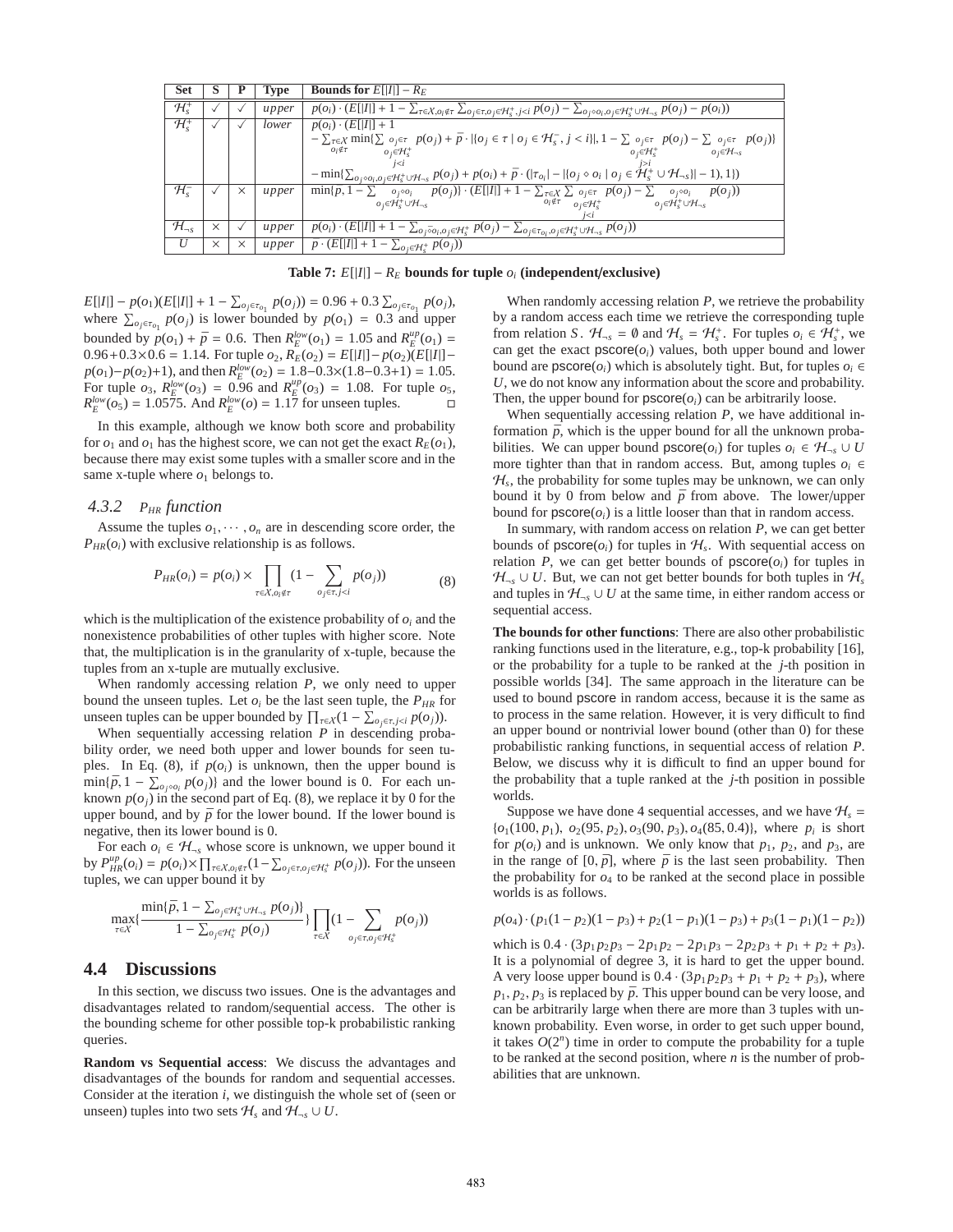| Set | S | P | Type | Bounds for $E[\|I\|] - R_E$ |
|---|---|---|---|---|
| $\mathcal{H}_s^+$ | ✓ | ✓ | *upper* | $p(o_i) \cdot (E[\|I\|] + 1 - \sum_{\tau \in X, o_i \notin \tau} \sum_{o_j \in \tau, o_j \in \mathcal{H}_s^+, j<i} p(o_j) - \sum_{o_j \diamond o_i, o_j \in \mathcal{H}_s^+ \cup \mathcal{H}_{\neg s}} p(o_j) - p(o_i))$ |
| $\mathcal{H}_s^+$ | ✓ | ✓ | *lower* | $p(o_i) \cdot (E[\|I\|] + 1 - \sum_{\tau \in X, o_i \notin \tau} \min\{\sum_{o_j \in \tau, o_j \in \mathcal{H}_s^+, j<i} p(o_j) + \bar{p} \cdot \|\{o_j \in \tau \mid o_j \in \mathcal{H}_s^-, j<i\}\|, 1 - \sum_{o_j \in \tau, o_j \in \mathcal{H}_s^+, j>i} p(o_j) - \sum_{o_j \in \tau, o_j \in \mathcal{H}_{\neg s}} p(o_j)\} - \min\{\sum_{o_j \diamond o_i, o_j \in \mathcal{H}_s^+ \cup \mathcal{H}_{\neg s}} p(o_j) + p(o_i) + \bar{p} \cdot (\|\tau_{o_i}\| - \|\{o_j \diamond o_i \mid o_j \in \mathcal{H}_s^+ \cup \mathcal{H}_{\neg s}\}\| - 1), 1\})$ |
| $\mathcal{H}_s^-$ | ✓ | × | *upper* | $\min\{\bar{p}, 1 - \sum_{o_j \diamond o_i, o_j \in \mathcal{H}_s^+ \cup \mathcal{H}_{\neg s}} p(o_j)\} \cdot (E[\|I\|] + 1 - \sum_{\tau \in X, o_i \notin \tau} \sum_{o_j \in \tau, o_j \in \mathcal{H}_s^+, j<i} p(o_j) - \sum_{o_j \diamond o_i, o_j \in \mathcal{H}_s^+ \cup \mathcal{H}_{\neg s}} p(o_j))$ |
| $\mathcal{H}_{\neg s}$ | × | ✓ | *upper* | $p(o_i) \cdot (E[\|I\|] + 1 - \sum_{o_j \bar{\diamond} o_i, o_j \in \mathcal{H}_s^+} p(o_j) - \sum_{o_j \in \tau_{o_i}, o_j \in \mathcal{H}_s^+ \cup \mathcal{H}_{\neg s}} p(o_j))$ |
| $U$ | × | × | *upper* | $\bar{p} \cdot (E[\|I\|] + 1 - \sum_{o_j \in \mathcal{H}_s^+} p(o_j))$ |

**Table 7: $E[|I|] - R_E$ bounds for tuple $o_i$ (independent/exclusive)**

$E[|I|] - p(o_1)(E[|I|] + 1 - \sum_{o_j \in \tau_{o_1}} p(o_j)) = 0.96 + 0.3 \sum_{o_j \in \tau_{o_1}} p(o_j)$, where $\sum_{o_j \in \tau_{o_1}} p(o_j)$ is lower bounded by $p(o_1) = 0.3$ and upper bounded by $p(o_1) + \bar{p} = 0.6$. Then $R_E^{low}(o_1) = 1.05$ and $R_E^{up}(o_1) = 0.96 + 0.3 \times 0.6 = 1.14$. For tuple $o_2$, $R_E(o_2) = E[|I|] - p(o_2)(E[|I|] - p(o_1) - p(o_2) + 1)$, and then $R_E^{low}(o_2) = 1.8 - 0.3 \times (1.8 - 0.3 - 0.3 + 1) = 1.05$. For tuple $o_3$, $R_E^{low}(o_3) = 0.96$ and $R_E^{up}(o_3) = 1.08$. For tuple $o_5$, $R_E^{low}(o_5) = 1.0575$. And $R_E^{low}(o) = 1.17$ for unseen tuples. □

In this example, although we know both score and probability for $o_1$ and $o_1$ has the highest score, we can not get the exact $R_E(o_1)$, because there may exist some tuples with a smaller score and in the same x-tuple where $o_1$ belongs to.

### 4.3.2 $P_{HR}$ function

Assume the tuples $o_1, \cdots, o_n$ are in descending score order, the $P_{HR}(o_i)$ with exclusive relationship is as follows.

$$P_{HR}(o_i) = p(o_i) \times \prod_{\tau \in X, o_i \notin \tau} (1 - \sum_{o_j \in \tau, j<i} p(o_j)) \tag{8}$$

which is the multiplication of the existence probability of $o_i$ and the nonexistence probabilities of other tuples with higher score. Note that, the multiplication is in the granularity of x-tuple, because the tuples from an x-tuple are mutually exclusive.

When randomly accessing relation $P$, we only need to upper bound the unseen tuples. Let $o_i$ be the last seen tuple, the $P_{HR}$ for unseen tuples can be upper bounded by $\prod_{\tau \in X} (1 - \sum_{o_j \in \tau, j<i} p(o_j))$.

When sequentially accessing relation $P$ in descending probability order, we need both upper and lower bounds for seen tuples. In Eq. (8), if $p(o_i)$ is unknown, then the upper bound is $\min\{\bar{p}, 1 - \sum_{o_j \diamond o_i} p(o_j)\}$ and the lower bound is 0. For each unknown $p(o_j)$ in the second part of Eq. (8), we replace it by 0 for the upper bound, and by $\bar{p}$ for the lower bound. If the lower bound is negative, then its lower bound is 0.

For each $o_i \in \mathcal{H}_{\neg s}$ whose score is unknown, we upper bound it by $P_{HR}^{up}(o_i) = p(o_i) \times \prod_{\tau \in X, o_i \notin \tau} (1 - \sum_{o_j \in \tau, o_j \in \mathcal{H}_s^+} p(o_j))$. For the unseen tuples, we can upper bound it by

$$\max_{\tau \in X} \{ \frac{\min\{\bar{p}, 1 - \sum_{o_j \in \mathcal{H}_s^+ \cup \mathcal{H}_{\neg s}} p(o_j)\}}{1 - \sum_{o_j \in \mathcal{H}_s^+} p(o_j)} \} \prod_{\tau \in X} (1 - \sum_{o_j \in \tau, o_j \in \mathcal{H}_s^+} p(o_j))$$

## 4.4 Discussions

In this section, we discuss two issues. One is the advantages and disadvantages related to random/sequential access. The other is the bounding scheme for other possible top-k probabilistic ranking queries.

**Random vs Sequential access**: We discuss the advantages and disadvantages of the bounds for random and sequential accesses. Consider at the iteration $i$, we distinguish the whole set of (seen or unseen) tuples into two sets $\mathcal{H}_s$ and $\mathcal{H}_{\neg s} \cup U$.

When randomly accessing relation $P$, we retrieve the probability by a random access each time we retrieve the corresponding tuple from relation $S$. $\mathcal{H}_{\neg s} = \emptyset$ and $\mathcal{H}_s = \mathcal{H}_s^+$. For tuples $o_i \in \mathcal{H}_s^+$, we can get the exact pscore($o_i$) values, both upper bound and lower bound are pscore($o_i$) which is absolutely tight. But, for tuples $o_i \in U$, we do not know any information about the score and probability. Then, the upper bound for pscore($o_i$) can be arbitrarily loose.

When sequentially accessing relation $P$, we have additional information $\bar{p}$, which is the upper bound for all the unknown probabilities. We can upper bound pscore($o_i$) for tuples $o_i \in \mathcal{H}_{\neg s} \cup U$ more tighter than that in random access. But, among tuples $o_i \in \mathcal{H}_s$, the probability for some tuples may be unknown, we can only bound it by 0 from below and $\bar{p}$ from above. The lower/upper bound for pscore($o_i$) is a little looser than that in random access.

In summary, with random access on relation $P$, we can get better bounds of pscore($o_i$) for tuples in $\mathcal{H}_s$. With sequential access on relation $P$, we can get better bounds of pscore($o_i$) for tuples in $\mathcal{H}_{\neg s} \cup U$. But, we can not get better bounds for both tuples in $\mathcal{H}_s$ and tuples in $\mathcal{H}_{\neg s} \cup U$ at the same time, in either random access or sequential access.

**The bounds for other functions**: There are also other probabilistic ranking functions used in the literature, e.g., top-k probability [16], or the probability for a tuple to be ranked at the $j$-th position in possible worlds [34]. The same approach in the literature can be used to bound pscore in random access, because it is the same as to process in the same relation. However, it is very difficult to find an upper bound or nontrivial lower bound (other than 0) for these probabilistic ranking functions, in sequential access of relation $P$. Below, we discuss why it is difficult to find an upper bound for the probability that a tuple ranked at the $j$-th position in possible worlds.

Suppose we have done 4 sequential accesses, and we have $\mathcal{H}_s = \{o_1(100, p_1), o_2(95, p_2), o_3(90, p_3), o_4(85, 0.4)\}$, where $p_i$ is short for $p(o_i)$ and is unknown. We only know that $p_1$, $p_2$, and $p_3$, are in the range of $[0, \bar{p}]$, where $\bar{p}$ is the last seen probability. Then the probability for $o_4$ to be ranked at the second place in possible worlds is as follows.

$$p(o_4) \cdot (p_1(1 - p_2)(1 - p_3) + p_2(1 - p_1)(1 - p_3) + p_3(1 - p_1)(1 - p_2))$$

which is $0.4 \cdot (3p_1p_2p_3 - 2p_1p_2 - 2p_1p_3 - 2p_2p_3 + p_1 + p_2 + p_3)$. It is a polynomial of degree 3, it is hard to get the upper bound. A very loose upper bound is $0.4 \cdot (3p_1p_2p_3 + p_1 + p_2 + p_3)$, where $p_1, p_2, p_3$ is replaced by $\bar{p}$. This upper bound can be very loose, and can be arbitrarily large when there are more than 3 tuples with unknown probability. Even worse, in order to get such upper bound, it takes $O(2^n)$ time in order to compute the probability for a tuple to be ranked at the second position, where $n$ is the number of probabilities that are unknown.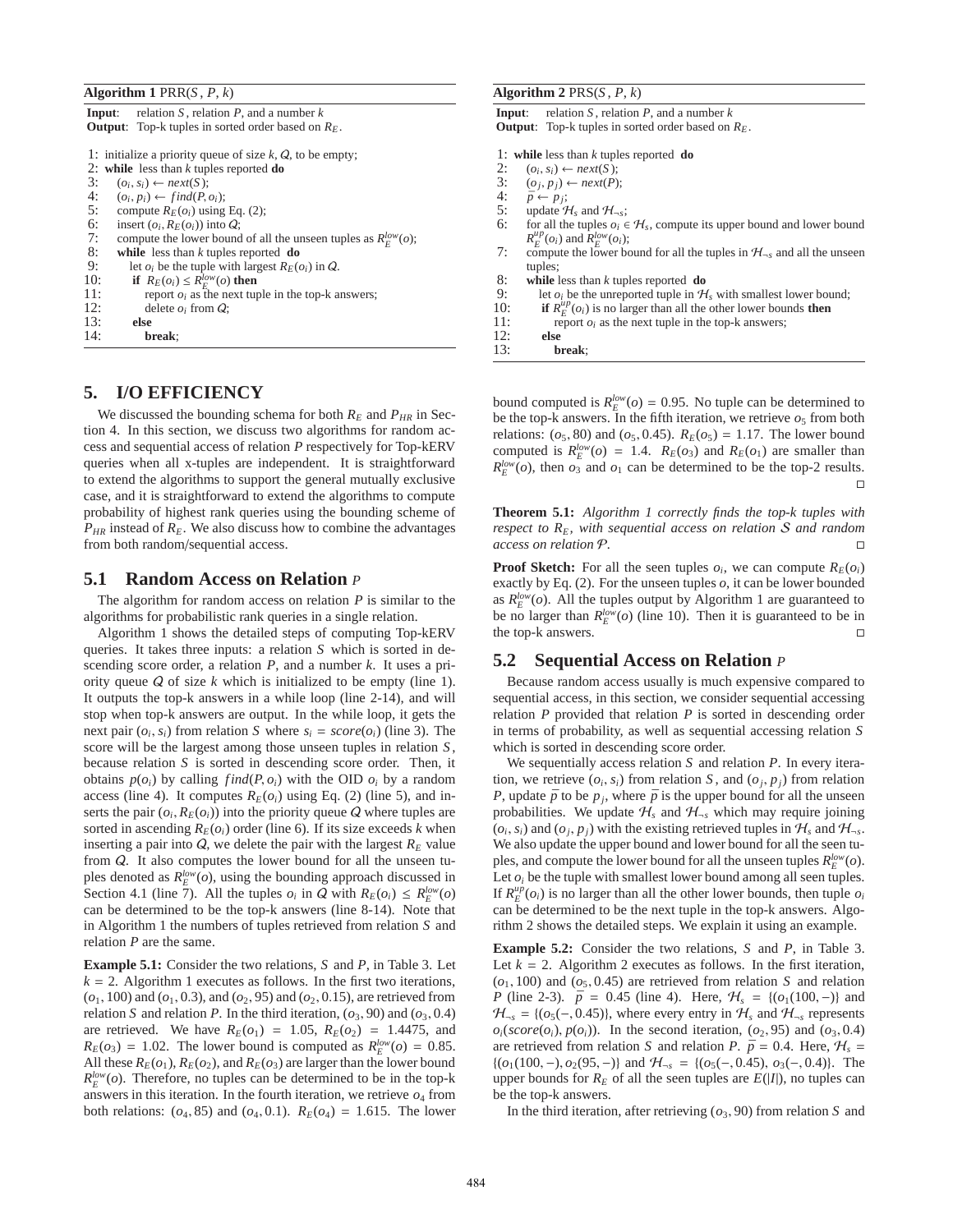**Algorithm 1** PRR($S$, $P$, $k$)

**Input**: relation $S$, relation $P$, and a number $k$
**Output**: Top-k tuples in sorted order based on $R_E$.

```
1:  initialize a priority queue of size k, Q, to be empty;
2:  while less than k tuples reported do
3:      (o_i, s_i) ← next(S);
4:      (o_i, p_i) ← find(P, o_i);
5:      compute R_E(o_i) using Eq. (2);
6:      insert (o_i, R_E(o_i)) into Q;
7:      compute the lower bound of all the unseen tuples as R_E^low(o);
8:      while less than k tuples reported do
9:          let o_i be the tuple with largest R_E(o_i) in Q.
10:         if R_E(o_i) ≤ R_E^low(o) then
11:             report o_i as the next tuple in the top-k answers;
12:             delete o_i from Q;
13:         else
14:             break;
```

**Algorithm 2** PRS($S$, $P$, $k$)

**Input**: relation $S$, relation $P$, and a number $k$
**Output**: Top-k tuples in sorted order based on $R_E$.

```
1:  while less than k tuples reported do
2:      (o_i, s_i) ← next(S);
3:      (o_j, p_j) ← next(P);
4:      p̄ ← p_j;
5:      update H_s and H_¬s;
6:      for all the tuples o_i ∈ H_s, compute its upper bound and lower bound
        R_E^up(o_i) and R_E^low(o_i);
7:      compute the lower bound for all the tuples in H_¬s and all the unseen
        tuples;
8:      while less than k tuples reported do
9:          let o_i be the unreported tuple in H_s with smallest lower bound;
10:         if R_E^up(o_i) is no larger than all the other lower bounds then
11:             report o_i as the next tuple in the top-k answers;
12:         else
13:             break;
```

## 5. I/O EFFICIENCY

We discussed the bounding schema for both $R_E$ and $P_{HR}$ in Section 4. In this section, we discuss two algorithms for random access and sequential access of relation $P$ respectively for Top-kERV queries when all x-tuples are independent. It is straightforward to extend the algorithms to support the general mutually exclusive case, and it is straightforward to extend the algorithms to compute probability of highest rank queries using the bounding scheme of $P_{HR}$ instead of $R_E$. We also discuss how to combine the advantages from both random/sequential access.

### 5.1 Random Access on Relation $P$

The algorithm for random access on relation $P$ is similar to the algorithms for probabilistic rank queries in a single relation.

Algorithm 1 shows the detailed steps of computing Top-kERV queries. It takes three inputs: a relation $S$ which is sorted in descending score order, a relation $P$, and a number $k$. It uses a priority queue $\mathcal{Q}$ of size $k$ which is initialized to be empty (line 1). It outputs the top-k answers in a while loop (line 2-14), and will stop when top-k answers are output. In the while loop, it gets the next pair $(o_i, s_i)$ from relation $S$ where $s_i = score(o_i)$ (line 3). The score will be the largest among those unseen tuples in relation $S$, because relation $S$ is sorted in descending score order. Then, it obtains $p(o_i)$ by calling $find(P, o_i)$ with the OID $o_i$ by a random access (line 4). It computes $R_E(o_i)$ using Eq. (2) (line 5), and inserts the pair $(o_i, R_E(o_i))$ into the priority queue $\mathcal{Q}$ where tuples are sorted in ascending $R_E(o_i)$ order (line 6). If its size exceeds $k$ when inserting a pair into $\mathcal{Q}$, we delete the pair with the largest $R_E$ value from $\mathcal{Q}$. It also computes the lower bound for all the unseen tuples denoted as $R_E^{low}(o)$, using the bounding approach discussed in Section 4.1 (line 7). All the tuples $o_i$ in $\mathcal{Q}$ with $R_E(o_i) \leq R_E^{low}(o)$ can be determined to be the top-k answers (line 8-14). Note that in Algorithm 1 the numbers of tuples retrieved from relation $S$ and relation $P$ are the same.

**Example 5.1:** Consider the two relations, $S$ and $P$, in Table 3. Let $k = 2$. Algorithm 1 executes as follows. In the first two iterations, $(o_1, 100)$ and $(o_1, 0.3)$, and $(o_2, 95)$ and $(o_2, 0.15)$, are retrieved from relation $S$ and relation $P$. In the third iteration, $(o_3, 90)$ and $(o_3, 0.4)$ are retrieved. We have $R_E(o_1) = 1.05$, $R_E(o_2) = 1.4475$, and $R_E(o_3) = 1.02$. The lower bound is computed as $R_E^{low}(o) = 0.85$. All these $R_E(o_1)$, $R_E(o_2)$, and $R_E(o_3)$ are larger than the lower bound $R_E^{low}(o)$. Therefore, no tuples can be determined to be in the top-k answers in this iteration. In the fourth iteration, we retrieve $o_4$ from both relations: $(o_4, 85)$ and $(o_4, 0.1)$. $R_E(o_4) = 1.615$. The lower bound computed is $R_E^{low}(o) = 0.95$. No tuple can be determined to be the top-k answers. In the fifth iteration, we retrieve $o_5$ from both relations: $(o_5, 80)$ and $(o_5, 0.45)$. $R_E(o_5) = 1.17$. The lower bound computed is $R_E^{low}(o) = 1.4$. $R_E(o_3)$ and $R_E(o_1)$ are smaller than $R_E^{low}(o)$, then $o_3$ and $o_1$ can be determined to be the top-2 results. □

**Theorem 5.1:** *Algorithm 1 correctly finds the top-k tuples with respect to $R_E$, with sequential access on relation $\mathcal{S}$ and random access on relation $\mathcal{P}$.* □

**Proof Sketch:** For all the seen tuples $o_i$, we can compute $R_E(o_i)$ exactly by Eq. (2). For the unseen tuples $o$, it can be lower bounded as $R_E^{low}(o)$. All the tuples output by Algorithm 1 are guaranteed to be no larger than $R_E^{low}(o)$ (line 10). Then it is guaranteed to be in the top-k answers. □

### 5.2 Sequential Access on Relation $P$

Because random access usually is much expensive compared to sequential access, in this section, we consider sequential accessing relation $P$ provided that relation $P$ is sorted in descending order in terms of probability, as well as sequential accessing relation $S$ which is sorted in descending score order.

We sequentially access relation $S$ and relation $P$. In every iteration, we retrieve $(o_i, s_i)$ from relation $S$, and $(o_j, p_j)$ from relation $P$, update $\bar{p}$ to be $p_j$, where $\bar{p}$ is the upper bound for all the unseen probabilities. We update $\mathcal{H}_s$ and $\mathcal{H}_{\neg s}$ which may require joining $(o_i, s_i)$ and $(o_j, p_j)$ with the existing retrieved tuples in $\mathcal{H}_s$ and $\mathcal{H}_{\neg s}$. We also update the upper bound and lower bound for all the seen tuples, and compute the lower bound for all the unseen tuples $R_E^{low}(o)$. Let $o_i$ be the tuple with smallest lower bound among all seen tuples. If $R_E^{up}(o_i)$ is no larger than all the other lower bounds, then tuple $o_i$ can be determined to be the next tuple in the top-k answers. Algorithm 2 shows the detailed steps. We explain it using an example.

**Example 5.2:** Consider the two relations, $S$ and $P$, in Table 3. Let $k = 2$. Algorithm 2 executes as follows. In the first iteration, $(o_1, 100)$ and $(o_5, 0.45)$ are retrieved from relation $S$ and relation $P$ (line 2-3). $\bar{p} = 0.45$ (line 4). Here, $\mathcal{H}_s = \{(o_1(100, -)\}$ and $\mathcal{H}_{\neg s} = \{(o_5(-, 0.45)\}$, where every entry in $\mathcal{H}_s$ and $\mathcal{H}_{\neg s}$ represents $o_i(score(o_i), p(o_i))$. In the second iteration, $(o_2, 95)$ and $(o_3, 0.4)$ are retrieved from relation $S$ and relation $P$. $\bar{p} = 0.4$. Here, $\mathcal{H}_s = \{o_1(100, -), o_2(95, -)\}$ and $\mathcal{H}_{\neg s} = \{(o_5(-, 0.45), o_3(-, 0.4)\}$. The upper bounds for $R_E$ of all the seen tuples are $E(|I|)$, no tuples can be the top-k answers.

In the third iteration, after retrieving $(o_3, 90)$ from relation $S$ and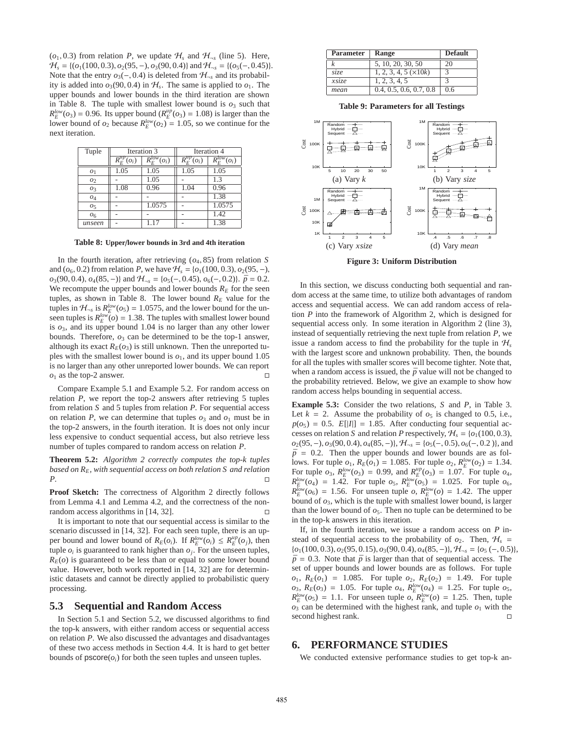$(o_1, 0.3)$ from relation $P$, we update $\mathcal{H}_s$ and $\mathcal{H}_{\neg s}$ (line 5). Here, $\mathcal{H}_s = \{(o_1(100, 0.3), o_2(95, -), o_3(90, 0.4)\}$ and $\mathcal{H}_{\neg s} = \{(o_5(-, 0.45)\}$. Note that the entry $o_3(-, 0.4)$ is deleted from $\mathcal{H}_{\neg s}$ and its probability is added into $o_3(90, 0.4)$ in $\mathcal{H}_s$. The same is applied to $o_1$. The upper bounds and lower bounds in the third iteration are shown in Table 8. The tuple with smallest lower bound is $o_3$ such that $R_E^{low}(o_3) = 0.96$. Its upper bound ($R_E^{up}(o_3) = 1.08$) is larger than the lower bound of $o_2$ because $R_E^{low}(o_2) = 1.05$, so we continue for the next iteration.

| Tuple | Iteration 3 | | Iteration 4 | |
|---|---|---|---|---|
| | $R_E^{up}(o_i)$ | $R_E^{low}(o_i)$ | $R_E^{up}(o_i)$ | $R_E^{low}(o_i)$ |
| $o_1$ | 1.05 | 1.05 | 1.05 | 1.05 |
| $o_2$ | - | 1.05 | - | 1.3 |
| $o_3$ | 1.08 | 0.96 | 1.04 | 0.96 |
| $o_4$ | - | - | - | 1.38 |
| $o_5$ | - | 1.0575 | - | 1.0575 |
| $o_6$ | - | - | - | 1.42 |
| *unseen* | - | 1.17 | - | 1.38 |

**Table 8: Upper/lower bounds in 3rd and 4th iteration**

In the fourth iteration, after retrieving $(o_4, 85)$ from relation $S$ and $(o_6, 0.2)$ from relation $P$, we have $\mathcal{H}_s = \{o_1(100, 0.3), o_2(95, -), o_3(90, 0.4), o_4(85, -)\}$ and $\mathcal{H}_{\neg s} = \{o_5(-, 0.45), o_6(-, 0.2)\}$. $\overline{p} = 0.2$. We recompute the upper bounds and lower bounds $R_E$ for the seen tuples, as shown in Table 8. The lower bound $R_E$ value for the tuples in $\mathcal{H}_{\neg s}$ is $R_E^{low}(o_5) = 1.0575$, and the lower bound for the unseen tuples is $R_E^{low}(o) = 1.38$. The tuples with smallest lower bound is $o_3$, and its upper bound 1.04 is no larger than any other lower bounds. Therefore, $o_3$ can be determined to be the top-1 answer, although its exact $R_E(o_3)$ is still unknown. Then the unreported tuples with the smallest lower bound is $o_1$, and its upper bound 1.05 is no larger than any other unreported lower bounds. We can report $o_1$ as the top-2 answer. □

Compare Example 5.1 and Example 5.2. For random access on relation $P$, we report the top-2 answers after retrieving 5 tuples from relation $S$ and 5 tuples from relation $P$. For sequential access on relation $P$, we can determine that tuples $o_3$ and $o_1$ must be in the top-2 answers, in the fourth iteration. It is does not only incur less expensive to conduct sequential access, but also retrieve less number of tuples compared to random access on relation $P$.

**Theorem 5.2:** *Algorithm 2 correctly computes the top-k tuples based on $R_E$, with sequential access on both relation $S$ and relation $P$.* □

**Proof Sketch:** The correctness of Algorithm 2 directly follows from Lemma 4.1 and Lemma 4.2, and the correctness of the non-random access algorithms in [14, 32]. □

It is important to note that our sequential access is similar to the scenario discussed in [14, 32]. For each seen tuple, there is an upper bound and lower bound of $R_E(o_i)$. If $R_E^{low}(o_i) \leq R_E^{up}(o_j)$, then tuple $o_i$ is guaranteed to rank higher than $o_j$. For the unseen tuples, $R_E(o)$ is guaranteed to be less than or equal to some lower bound value. However, both work reported in [14, 32] are for deterministic datasets and cannot be directly applied to probabilistic query processing.

## 5.3 Sequential and Random Access

In Section 5.1 and Section 5.2, we discussed algorithms to find the top-k answers, with either random access or sequential access on relation $P$. We also discussed the advantages and disadvantages of these two access methods in Section 4.4. It is hard to get better bounds of $\mathsf{pscore}(o_i)$ for both the seen tuples and unseen tuples.

| Parameter | Range | Default |
|---|---|---|
| $k$ | 5, 10, 20, 30, 50 | 20 |
| *size* | 1, 2, 3, 4, 5 ($\times 10k$) | 3 |
| *xsize* | 1, 2, 3, 4, 5 | 3 |
| *mean* | 0.4, 0.5, 0.6, 0.7, 0.8 | 0.6 |

**Table 9: Parameters for all Testings**

(a) Vary $k$ (b) Vary *size* (c) Vary *xsize* (d) Vary *mean*

**Figure 3: Uniform Distribution**

In this section, we discuss conducting both sequential and random access at the same time, to utilize both advantages of random access and sequential access. We can add random access of relation $P$ into the framework of Algorithm 2, which is designed for sequential access only. In some iteration in Algorithm 2 (line 3), instead of sequentially retrieving the next tuple from relation $P$, we issue a random access to find the probability for the tuple in $\mathcal{H}_s$ with the largest score and unknown probability. Then, the bounds for all the tuples with smaller scores will become tighter. Note that, when a random access is issued, the $\overline{p}$ value will not be changed to the probability retrieved. Below, we give an example to show how random access helps bounding in sequential access.

**Example 5.3:** Consider the two relations, $S$ and $P$, in Table 3. Let $k = 2$. Assume the probability of $o_5$ is changed to 0.5, i.e., $p(o_5) = 0.5$. $E[|I|] = 1.85$. After conducting four sequential accesses on relation $S$ and relation $P$ respectively, $\mathcal{H}_s = \{o_1(100, 0.3), o_2(95, -), o_3(90, 0.4), o_4(85, -)\}$, $\mathcal{H}_{\neg s} = \{o_5(-, 0.5), o_6(-, 0.2)\}$, and $\overline{p} = 0.2$. Then the upper bounds and lower bounds are as follows. For tuple $o_1$, $R_E(o_1) = 1.085$. For tuple $o_2$, $R_E^{low}(o_2) = 1.34$. For tuple $o_3$, $R_E^{low}(o_3) = 0.99$, and $R_E^{up}(o_3) = 1.07$. For tuple $o_4$, $R_E^{low}(o_4) = 1.42$. For tuple $o_5$, $R_E^{low}(o_5) = 1.025$. For tuple $o_6$, $R_E^{low}(o_6) = 1.56$. For unseen tuple $o$, $R_E^{low}(o) = 1.42$. The upper bound of $o_3$, which is the tuple with smallest lower bound, is larger than the lower bound of $o_5$. Then no tuple can be determined to be in the top-k answers in this iteration.

If, in the fourth iteration, we issue a random access on $P$ instead of sequential access to the probability of $o_2$. Then, $\mathcal{H}_s = \{o_1(100, 0.3), o_2(95, 0.15), o_3(90, 0.4), o_4(85, -)\}$, $\mathcal{H}_{\neg s} = \{o_5\,(-, 0.5)\}$, $\overline{p} = 0.3$. Note that $\overline{p}$ is larger than that of sequential access. The set of upper bounds and lower bounds are as follows. For tuple $o_1$, $R_E(o_1) = 1.085$. For tuple $o_2$, $R_E(o_2) = 1.49$. For tuple $o_3$, $R_E(o_3) = 1.05$. For tuple $o_4$, $R_E^{low}(o_4) = 1.25$. For tuple $o_5$, $R_E^{low}(o_5) = 1.1$. For unseen tuple $o$, $R_E^{low}(o) = 1.25$. Then, tuple $o_3$ can be determined with the highest rank, and tuple $o_1$ with the second highest rank. □

# 6. PERFORMANCE STUDIES

We conducted extensive performance studies to get top-k an-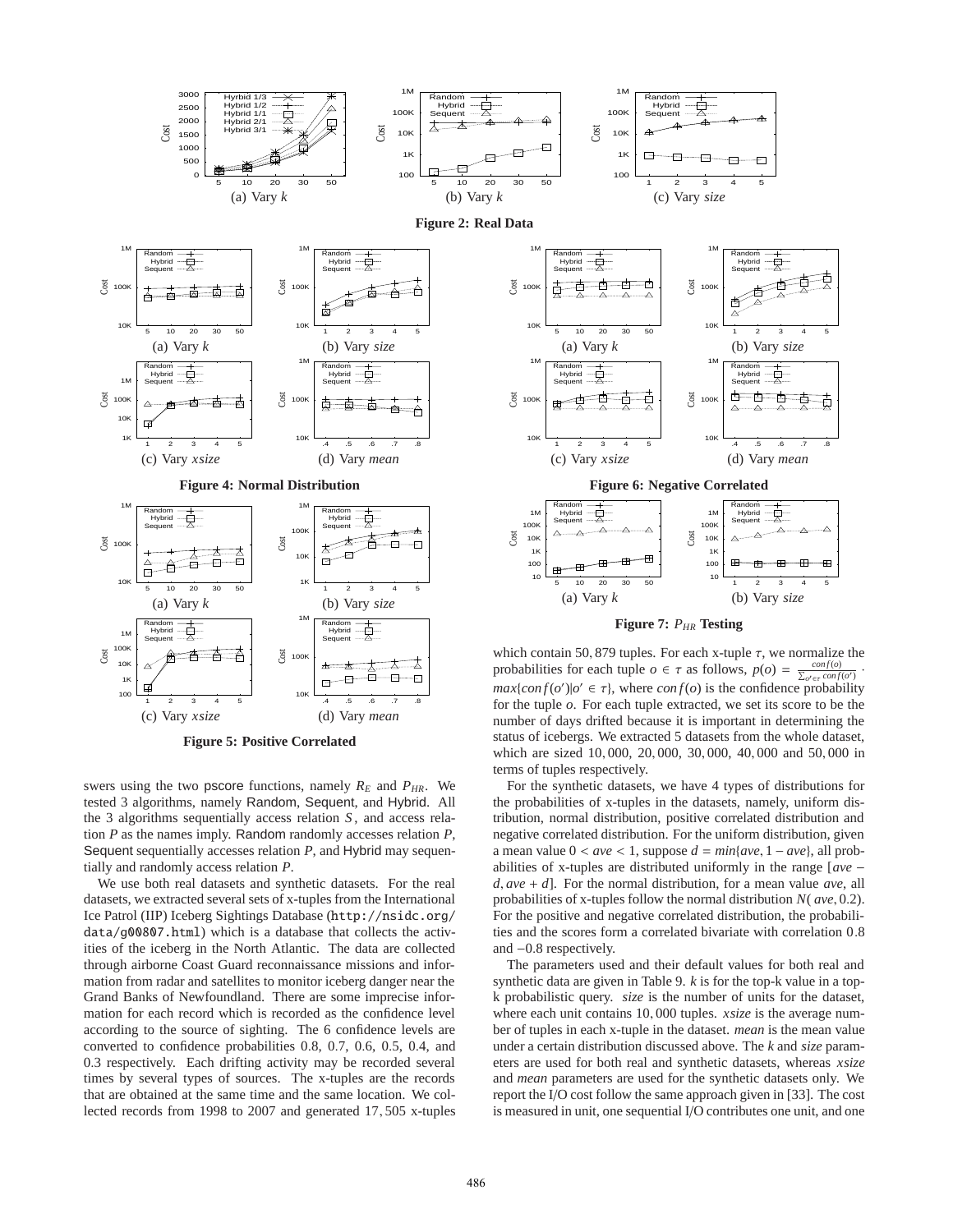(a) Vary $k$ (b) Vary $k$ (c) Vary *size*

**Figure 2: Real Data**

(a) Vary $k$ (b) Vary *size*

(c) Vary *xsize* (d) Vary *mean*

**Figure 4: Normal Distribution**

(a) Vary $k$ (b) Vary *size*

(c) Vary *xsize* (d) Vary *mean*

**Figure 5: Positive Correlated**

(a) Vary $k$ (b) Vary *size*

(c) Vary *xsize* (d) Vary *mean*

**Figure 6: Negative Correlated**

(a) Vary $k$ (b) Vary *size*

**Figure 7: $P_{HR}$ Testing**

swers using the two pscore functions, namely $R_E$ and $P_{HR}$. We tested 3 algorithms, namely Random, Sequent, and Hybrid. All the 3 algorithms sequentially access relation $S$, and access relation $P$ as the names imply. Random randomly accesses relation $P$, Sequent sequentially accesses relation $P$, and Hybrid may sequentially and randomly access relation $P$.

We use both real datasets and synthetic datasets. For the real datasets, we extracted several sets of x-tuples from the International Ice Patrol (IIP) Iceberg Sightings Database (http://nsidc.org/data/g00807.html) which is a database that collects the activities of the iceberg in the North Atlantic. The data are collected through airborne Coast Guard reconnaissance missions and information from radar and satellites to monitor iceberg danger near the Grand Banks of Newfoundland. There are some imprecise information for each record which is recorded as the confidence level according to the source of sighting. The 6 confidence levels are converted to confidence probabilities 0.8, 0.7, 0.6, 0.5, 0.4, and 0.3 respectively. Each drifting activity may be recorded several times by several types of sources. The x-tuples are the records that are obtained at the same time and the same location. We collected records from 1998 to 2007 and generated 17,505 x-tuples which contain 50,879 tuples. For each x-tuple $\tau$, we normalize the probabilities for each tuple $o \in \tau$ as follows, $p(o) = \frac{conf(o)}{\sum_{o' \in \tau} conf(o')} \cdot max\{conf(o') | o' \in \tau\}$, where $conf(o)$ is the confidence probability for the tuple $o$. For each tuple extracted, we set its score to be the number of days drifted because it is important in determining the status of icebergs. We extracted 5 datasets from the whole dataset, which are sized 10,000, 20,000, 30,000, 40,000 and 50,000 in terms of tuples respectively.

For the synthetic datasets, we have 4 types of distributions for the probabilities of x-tuples in the datasets, namely, uniform distribution, normal distribution, positive correlated distribution and negative correlated distribution. For the uniform distribution, given a mean value $0 < ave < 1$, suppose $d = min\{ave, 1 - ave\}$, all probabilities of x-tuples are distributed uniformly in the range $[ave - d, ave + d]$. For the normal distribution, for a mean value $ave$, all probabilities of x-tuples follow the normal distribution $N(ave, 0.2)$. For the positive and negative correlated distribution, the probabilities and the scores form a correlated bivariate with correlation 0.8 and $-0.8$ respectively.

The parameters used and their default values for both real and synthetic data are given in Table 9. $k$ is for the top-k value in a top-k probabilistic query. *size* is the number of units for the dataset, where each unit contains 10,000 tuples. *xsize* is the average number of tuples in each x-tuple in the dataset. *mean* is the mean value under a certain distribution discussed above. The $k$ and *size* parameters are used for both real and synthetic datasets, whereas *xsize* and *mean* parameters are used for the synthetic datasets only. We report the I/O cost follow the same approach given in [33]. The cost is measured in unit, one sequential I/O contributes one unit, and one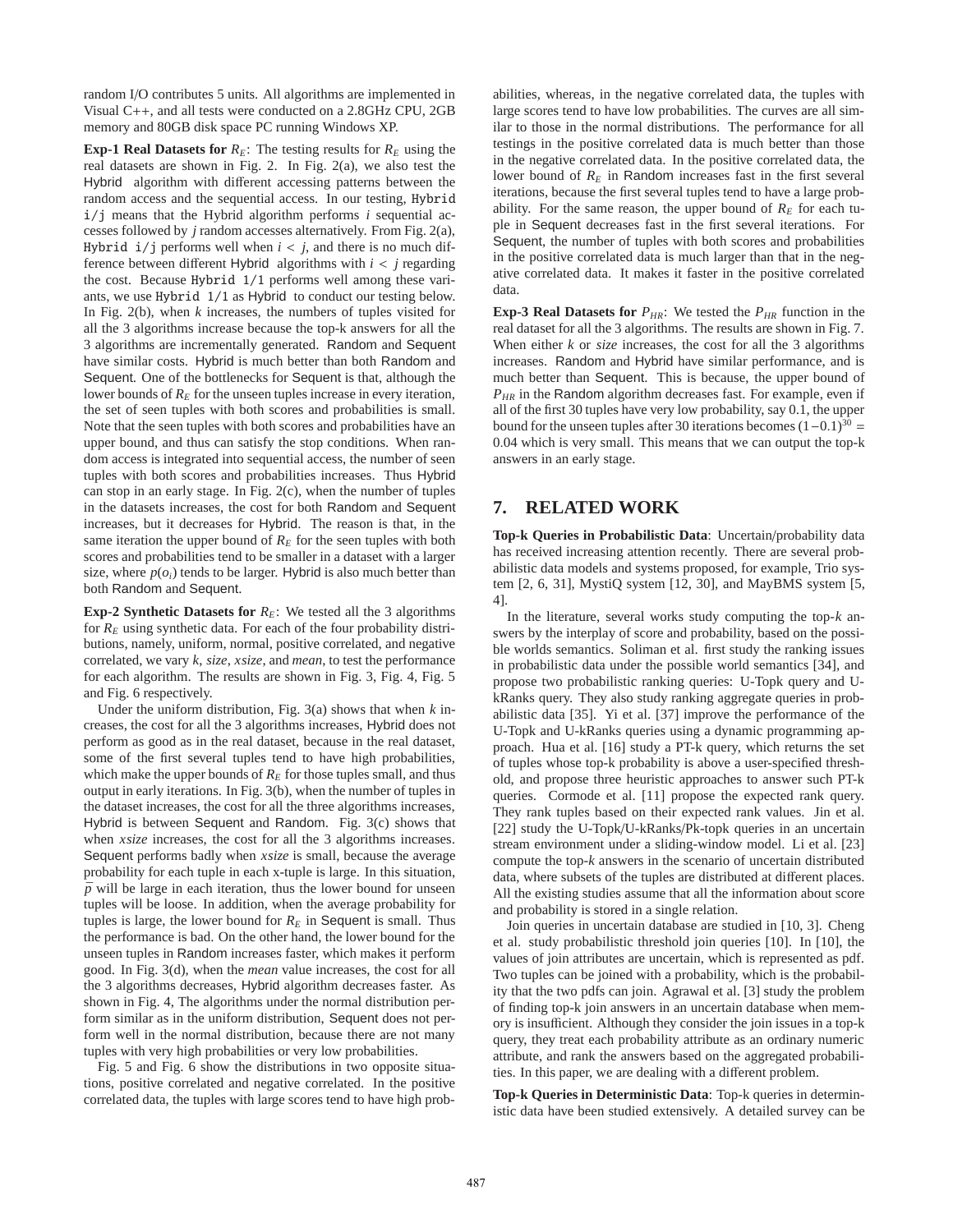random I/O contributes 5 units. All algorithms are implemented in Visual C++, and all tests were conducted on a 2.8GHz CPU, 2GB memory and 80GB disk space PC running Windows XP.

**Exp-1 Real Datasets for** $R_E$: The testing results for $R_E$ using the real datasets are shown in Fig. 2. In Fig. 2(a), we also test the Hybrid algorithm with different accessing patterns between the random access and the sequential access. In our testing, `Hybrid i/j` means that the Hybrid algorithm performs $i$ sequential accesses followed by $j$ random accesses alternatively. From Fig. 2(a), `Hybrid i/j` performs well when $i < j$, and there is no much difference between different Hybrid algorithms with $i < j$ regarding the cost. Because `Hybrid 1/1` performs well among these variants, we use `Hybrid 1/1` as Hybrid to conduct our testing below. In Fig. 2(b), when $k$ increases, the numbers of tuples visited for all the 3 algorithms increase because the top-k answers for all the 3 algorithms are incrementally generated. Random and Sequent have similar costs. Hybrid is much better than both Random and Sequent. One of the bottlenecks for Sequent is that, although the lower bounds of $R_E$ for the unseen tuples increase in every iteration, the set of seen tuples with both scores and probabilities is small. Note that the seen tuples with both scores and probabilities have an upper bound, and thus can satisfy the stop conditions. When random access is integrated into sequential access, the number of seen tuples with both scores and probabilities increases. Thus Hybrid can stop in an early stage. In Fig. 2(c), when the number of tuples in the datasets increases, the cost for both Random and Sequent increases, but it decreases for Hybrid. The reason is that, in the same iteration the upper bound of $R_E$ for the seen tuples with both scores and probabilities tend to be smaller in a dataset with a larger size, where $p(o_i)$ tends to be larger. Hybrid is also much better than both Random and Sequent.

**Exp-2 Synthetic Datasets for** $R_E$: We tested all the 3 algorithms for $R_E$ using synthetic data. For each of the four probability distributions, namely, uniform, normal, positive correlated, and negative correlated, we vary $k$, *size*, *xsize*, and *mean*, to test the performance for each algorithm. The results are shown in Fig. 3, Fig. 4, Fig. 5 and Fig. 6 respectively.

Under the uniform distribution, Fig. 3(a) shows that when $k$ increases, the cost for all the 3 algorithms increases, Hybrid does not perform as good as in the real dataset, because in the real dataset, some of the first several tuples tend to have high probabilities, which make the upper bounds of $R_E$ for those tuples small, and thus output in early iterations. In Fig. 3(b), when the number of tuples in the dataset increases, the cost for all the three algorithms increases, Hybrid is between Sequent and Random. Fig. 3(c) shows that when *xsize* increases, the cost for all the 3 algorithms increases. Sequent performs badly when *xsize* is small, because the average probability for each tuple in each x-tuple is large. In this situation, $\overline{p}$ will be large in each iteration, thus the lower bound for unseen tuples will be loose. In addition, when the average probability for tuples is large, the lower bound for $R_E$ in Sequent is small. Thus the performance is bad. On the other hand, the lower bound for the unseen tuples in Random increases faster, which makes it perform good. In Fig. 3(d), when the *mean* value increases, the cost for all the 3 algorithms decreases, Hybrid algorithm decreases faster. As shown in Fig. 4, The algorithms under the normal distribution perform similar as in the uniform distribution, Sequent does not perform well in the normal distribution, because there are not many tuples with very high probabilities or very low probabilities.

Fig. 5 and Fig. 6 show the distributions in two opposite situations, positive correlated and negative correlated. In the positive correlated data, the tuples with large scores tend to have high probabilities, whereas, in the negative correlated data, the tuples with large scores tend to have low probabilities. The curves are all similar to those in the normal distributions. The performance for all testings in the positive correlated data is much better than those in the negative correlated data. In the positive correlated data, the lower bound of $R_E$ in Random increases fast in the first several iterations, because the first several tuples tend to have a large probability. For the same reason, the upper bound of $R_E$ for each tuple in Sequent decreases fast in the first several iterations. For Sequent, the number of tuples with both scores and probabilities in the positive correlated data is much larger than that in the negative correlated data. It makes it faster in the positive correlated data.

**Exp-3 Real Datasets for** $P_{HR}$: We tested the $P_{HR}$ function in the real dataset for all the 3 algorithms. The results are shown in Fig. 7. When either $k$ or *size* increases, the cost for all the 3 algorithms increases. Random and Hybrid have similar performance, and is much better than Sequent. This is because, the upper bound of $P_{HR}$ in the Random algorithm decreases fast. For example, even if all of the first 30 tuples have very low probability, say 0.1, the upper bound for the unseen tuples after 30 iterations becomes $(1-0.1)^{30} = 0.04$ which is very small. This means that we can output the top-k answers in an early stage.

## 7. RELATED WORK

**Top-k Queries in Probabilistic Data**: Uncertain/probability data has received increasing attention recently. There are several probabilistic data models and systems proposed, for example, Trio system [2, 6, 31], MystiQ system [12, 30], and MayBMS system [5, 4].

In the literature, several works study computing the top-$k$ answers by the interplay of score and probability, based on the possible worlds semantics. Soliman et al. first study the ranking issues in probabilistic data under the possible world semantics [34], and propose two probabilistic ranking queries: U-Topk query and U-kRanks query. They also study ranking aggregate queries in probabilistic data [35]. Yi et al. [37] improve the performance of the U-Topk and U-kRanks queries using a dynamic programming approach. Hua et al. [16] study a PT-k query, which returns the set of tuples whose top-k probability is above a user-specified threshold, and propose three heuristic approaches to answer such PT-k queries. Cormode et al. [11] propose the expected rank query. They rank tuples based on their expected rank values. Jin et al. [22] study the U-Topk/U-kRanks/Pk-topk queries in an uncertain stream environment under a sliding-window model. Li et al. [23] compute the top-$k$ answers in the scenario of uncertain distributed data, where subsets of the tuples are distributed at different places. All the existing studies assume that all the information about score and probability is stored in a single relation.

Join queries in uncertain database are studied in [10, 3]. Cheng et al. study probabilistic threshold join queries [10]. In [10], the values of join attributes are uncertain, which is represented as pdf. Two tuples can be joined with a probability, which is the probability that the two pdfs can join. Agrawal et al. [3] study the problem of finding top-k join answers in an uncertain database when memory is insufficient. Although they consider the join issues in a top-k query, they treat each probability attribute as an ordinary numeric attribute, and rank the answers based on the aggregated probabilities. In this paper, we are dealing with a different problem.

**Top-k Queries in Deterministic Data**: Top-k queries in deterministic data have been studied extensively. A detailed survey can be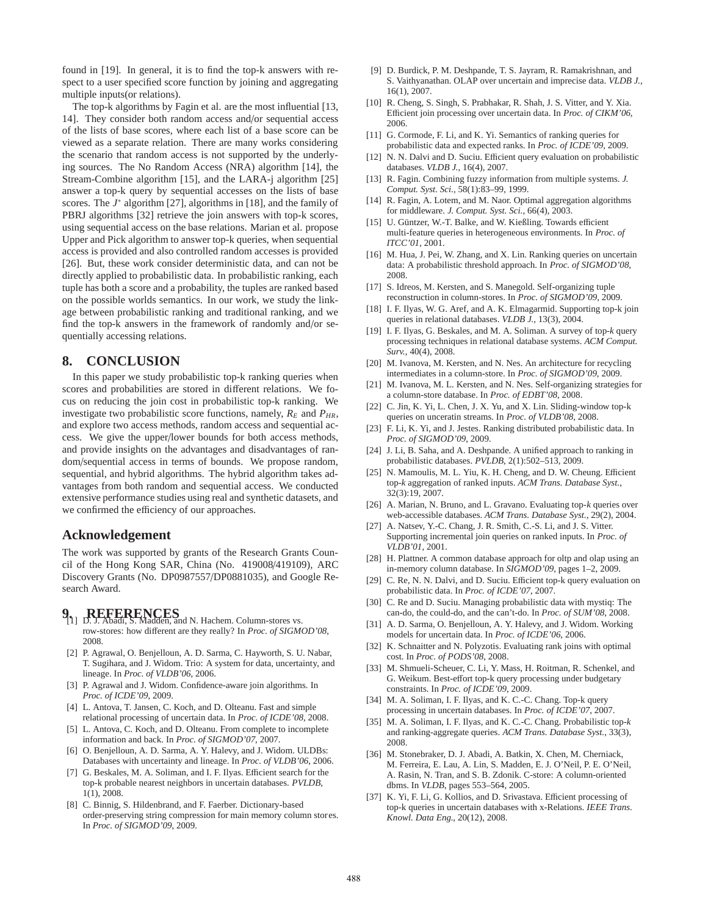found in [19]. In general, it is to find the top-k answers with respect to a user specified score function by joining and aggregating multiple inputs(or relations).

The top-k algorithms by Fagin et al. are the most influential [13, 14]. They consider both random access and/or sequential access of the lists of base scores, where each list of a base score can be viewed as a separate relation. There are many works considering the scenario that random access is not supported by the underlying sources. The No Random Access (NRA) algorithm [14], the Stream-Combine algorithm [15], and the LARA-j algorithm [25] answer a top-k query by sequential accesses on the lists of base scores. The $J^*$ algorithm [27], algorithms in [18], and the family of PBRJ algorithms [32] retrieve the join answers with top-k scores, using sequential access on the base relations. Marian et al. propose Upper and Pick algorithm to answer top-k queries, when sequential access is provided and also controlled random accesses is provided [26]. But, these work consider deterministic data, and can not be directly applied to probabilistic data. In probabilistic ranking, each tuple has both a score and a probability, the tuples are ranked based on the possible worlds semantics. In our work, we study the linkage between probabilistic ranking and traditional ranking, and we find the top-k answers in the framework of randomly and/or sequentially accessing relations.

## 8. CONCLUSION

In this paper we study probabilistic top-k ranking queries when scores and probabilities are stored in different relations. We focus on reducing the join cost in probabilistic top-k ranking. We investigate two probabilistic score functions, namely, $R_E$ and $P_{HR}$, and explore two access methods, random access and sequential access. We give the upper/lower bounds for both access methods, and provide insights on the advantages and disadvantages of random/sequential access in terms of bounds. We propose random, sequential, and hybrid algorithms. The hybrid algorithm takes advantages from both random and sequential access. We conducted extensive performance studies using real and synthetic datasets, and we confirmed the efficiency of our approaches.

## Acknowledgement

The work was supported by grants of the Research Grants Council of the Hong Kong SAR, China (No. 419008/419109), ARC Discovery Grants (No. DP0987557/DP0881035), and Google Research Award.

## 9. REFERENCES

[1] D. J. Abadi, S. Madden, and N. Hachem. Column-stores vs. row-stores: how different are they really? In *Proc. of SIGMOD'08*, 2008.

[2] P. Agrawal, O. Benjelloun, A. D. Sarma, C. Hayworth, S. U. Nabar, T. Sugihara, and J. Widom. Trio: A system for data, uncertainty, and lineage. In *Proc. of VLDB'06*, 2006.

[3] P. Agrawal and J. Widom. Confidence-aware join algorithms. In *Proc. of ICDE'09*, 2009.

[4] L. Antova, T. Jansen, C. Koch, and D. Olteanu. Fast and simple relational processing of uncertain data. In *Proc. of ICDE'08*, 2008.

[5] L. Antova, C. Koch, and D. Olteanu. From complete to incomplete information and back. In *Proc. of SIGMOD'07*, 2007.

[6] O. Benjelloun, A. D. Sarma, A. Y. Halevy, and J. Widom. ULDBs: Databases with uncertainty and lineage. In *Proc. of VLDB'06*, 2006.

[7] G. Beskales, M. A. Soliman, and I. F. Ilyas. Efficient search for the top-k probable nearest neighbors in uncertain databases. *PVLDB*, 1(1), 2008.

[8] C. Binnig, S. Hildenbrand, and F. Faerber. Dictionary-based order-preserving string compression for main memory column stores. In *Proc. of SIGMOD'09*, 2009.

[9] D. Burdick, P. M. Deshpande, T. S. Jayram, R. Ramakrishnan, and S. Vaithyanathan. OLAP over uncertain and imprecise data. *VLDB J.*, 16(1), 2007.

[10] R. Cheng, S. Singh, S. Prabhakar, R. Shah, J. S. Vitter, and Y. Xia. Efficient join processing over uncertain data. In *Proc. of CIKM'06*, 2006.

[11] G. Cormode, F. Li, and K. Yi. Semantics of ranking queries for probabilistic data and expected ranks. In *Proc. of ICDE'09*, 2009.

[12] N. N. Dalvi and D. Suciu. Efficient query evaluation on probabilistic databases. *VLDB J.*, 16(4), 2007.

[13] R. Fagin. Combining fuzzy information from multiple systems. *J. Comput. Syst. Sci.*, 58(1):83–99, 1999.

[14] R. Fagin, A. Lotem, and M. Naor. Optimal aggregation algorithms for middleware. *J. Comput. Syst. Sci.*, 66(4), 2003.

[15] U. Güntzer, W.-T. Balke, and W. Kießling. Towards efficient multi-feature queries in heterogeneous environments. In *Proc. of ITCC'01*, 2001.

[16] M. Hua, J. Pei, W. Zhang, and X. Lin. Ranking queries on uncertain data: A probabilistic threshold approach. In *Proc. of SIGMOD'08*, 2008.

[17] S. Idreos, M. Kersten, and S. Manegold. Self-organizing tuple reconstruction in column-stores. In *Proc. of SIGMOD'09*, 2009.

[18] I. F. Ilyas, W. G. Aref, and A. K. Elmagarmid. Supporting top-k join queries in relational databases. *VLDB J.*, 13(3), 2004.

[19] I. F. Ilyas, G. Beskales, and M. A. Soliman. A survey of top-*k* query processing techniques in relational database systems. *ACM Comput. Surv.*, 40(4), 2008.

[20] M. Ivanova, M. Kersten, and N. Nes. An architecture for recycling intermediates in a column-store. In *Proc. of SIGMOD'09*, 2009.

[21] M. Ivanova, M. L. Kersten, and N. Nes. Self-organizing strategies for a column-store database. In *Proc. of EDBT'08*, 2008.

[22] C. Jin, K. Yi, L. Chen, J. X. Yu, and X. Lin. Sliding-window top-k queries on unceratin streams. In *Proc. of VLDB'08*, 2008.

[23] F. Li, K. Yi, and J. Jestes. Ranking distributed probabilistic data. In *Proc. of SIGMOD'09*, 2009.

[24] J. Li, B. Saha, and A. Deshpande. A unified approach to ranking in probabilistic databases. *PVLDB*, 2(1):502–513, 2009.

[25] N. Mamoulis, M. L. Yiu, K. H. Cheng, and D. W. Cheung. Efficient top-*k* aggregation of ranked inputs. *ACM Trans. Database Syst.*, 32(3):19, 2007.

[26] A. Marian, N. Bruno, and L. Gravano. Evaluating top-*k* queries over web-accessible databases. *ACM Trans. Database Syst.*, 29(2), 2004.

[27] A. Natsev, Y.-C. Chang, J. R. Smith, C.-S. Li, and J. S. Vitter. Supporting incremental join queries on ranked inputs. In *Proc. of VLDB'01*, 2001.

[28] H. Plattner. A common database approach for oltp and olap using an in-memory column database. In *SIGMOD'09*, pages 1–2, 2009.

[29] C. Re, N. N. Dalvi, and D. Suciu. Efficient top-k query evaluation on probabilistic data. In *Proc. of ICDE'07*, 2007.

[30] C. Re and D. Suciu. Managing probabilistic data with mystiq: The can-do, the could-do, and the can't-do. In *Proc. of SUM'08*, 2008.

[31] A. D. Sarma, O. Benjelloun, A. Y. Halevy, and J. Widom. Working models for uncertain data. In *Proc. of ICDE'06*, 2006.

[32] K. Schnaitter and N. Polyzotis. Evaluating rank joins with optimal cost. In *Proc. of PODS'08*, 2008.

[33] M. Shmueli-Scheuer, C. Li, Y. Mass, H. Roitman, R. Schenkel, and G. Weikum. Best-effort top-k query processing under budgetary constraints. In *Proc. of ICDE'09*, 2009.

[34] M. A. Soliman, I. F. Ilyas, and K. C.-C. Chang. Top-k query processing in uncertain databases. In *Proc. of ICDE'07*, 2007.

[35] M. A. Soliman, I. F. Ilyas, and K. C.-C. Chang. Probabilistic top-*k* and ranking-aggregate queries. *ACM Trans. Database Syst.*, 33(3), 2008.

[36] M. Stonebraker, D. J. Abadi, A. Batkin, X. Chen, M. Cherniack, M. Ferreira, E. Lau, A. Lin, S. Madden, E. J. O'Neil, P. E. O'Neil, A. Rasin, N. Tran, and S. B. Zdonik. C-store: A column-oriented dbms. In *VLDB*, pages 553–564, 2005.

[37] K. Yi, F. Li, G. Kollios, and D. Srivastava. Efficient processing of top-k queries in uncertain databases with x-Relations. *IEEE Trans. Knowl. Data Eng.*, 20(12), 2008.